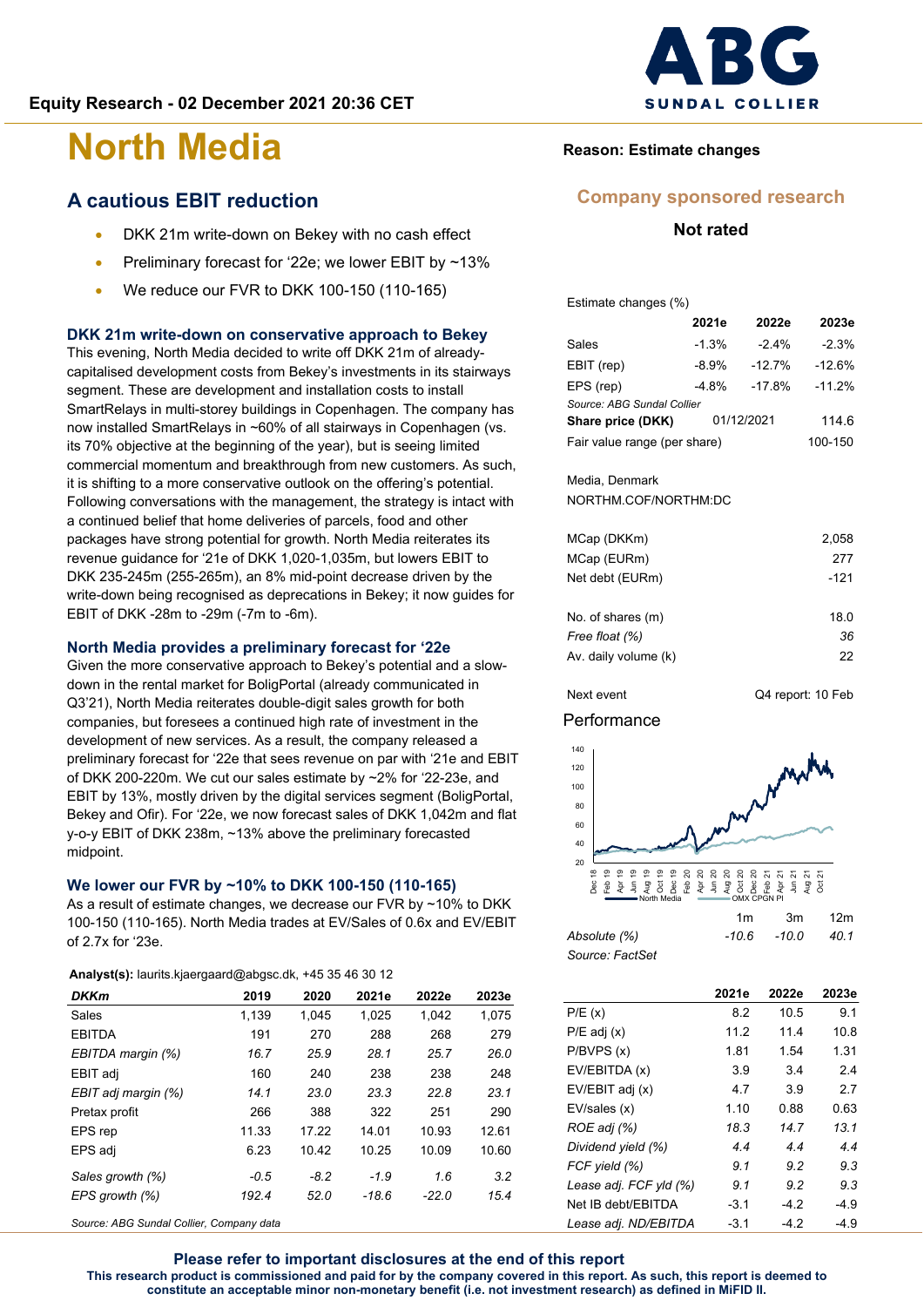Equity Research - 02 December 2021 20:36 CET

# North Media

## A cautious EBIT reduction

- DKK 21m write-down on Bekey with no cash effect
- Preliminary forecast for '22e; we lower EBIT by ~13%
- We reduce our FVR to DKK 100-150 (110-165)

### DKK 21m write-down on conservative approach to Bekey

This evening, North Media decided to write off DKK 21m of already-capitalised development costs from Bekey's investments in its stairways segment. These are development and installation costs to install SmartRelays in multi-storey buildings in Copenhagen. The company has now installed SmartRelays in ~60% of all stairways in Copenhagen (vs. its 70% objective at the beginning of the year), but is seeing limited commercial momentum and breakthrough from new customers. As such, it is shifting to a more conservative outlook on the offering's potential. Following conversations with the management, the strategy is intact with a continued belief that home deliveries of parcels, food and other packages have strong potential for growth. North Media reiterates its revenue guidance for '21e of DKK 1,020-1,035m, but lowers EBIT to DKK 235-245m (255-265m), an 8% mid-point decrease driven by the write-down being recognised as deprecations in Bekey; it now guides for EBIT of DKK -28m to -29m (-7m to -6m).

### North Media provides a preliminary forecast for '22e

Given the more conservative approach to Bekey's potential and a slow-down in the rental market for BoligPortal (already communicated in Q3'21), North Media reiterates double-digit sales growth for both companies, but foresees a continued high rate of investment in the development of new services. As a result, the company released a preliminary forecast for '22e that sees revenue on par with '21e and EBIT of DKK 200-220m. We cut our sales estimate by ~2% for '22-23e, and EBIT by 13%, mostly driven by the digital services segment (BoligPortal, Bekey and Ofir). For '22e, we now forecast sales of DKK 1,042m and flat y-o-y EBIT of DKK 238m, ~13% above the preliminary forecasted midpoint.

### We lower our FVR by ~10% to DKK 100-150 (110-165)

As a result of estimate changes, we decrease our FVR by ~10% to DKK 100-150 (110-165). North Media trades at EV/Sales of 0.6x and EBIT of 2.7x for '23e.

**Analyst(s):** laurits.kjaergaard@abgsc.dk, +45 35 46 30 12

| DKKm | 2019 | 2020 | 2021e | 2022e | 2023e |
|---|---|---|---|---|---|
| Sales | 1,139 | 1,045 | 1,025 | 1,042 | 1,075 |
| EBITDA | 191 | 270 | 288 | 268 | 279 |
| *EBITDA margin (%)* | *16.7* | *25.9* | *28.1* | *25.7* | *26.0* |
| EBIT adj | 160 | 240 | 238 | 238 | 248 |
| *EBIT adj margin (%)* | *14.1* | *23.0* | *23.3* | *22.8* | *23.1* |
| Pretax profit | 266 | 388 | 322 | 251 | 290 |
| EPS rep | 11.33 | 17.22 | 14.01 | 10.93 | 12.61 |
| EPS adj | 6.23 | 10.42 | 10.25 | 10.09 | 10.60 |
| *Sales growth (%)* | *-0.5* | *-8.2* | *-1.9* | *1.6* | *3.2* |
| *EPS growth (%)* | *192.4* | *52.0* | *-18.6* | *-22.0* | *15.4* |

*Source: ABG Sundal Collier, Company data*

**Reason: Estimate changes**

**Company sponsored research**

**Not rated**

Estimate changes (%)

| | 2021e | 2022e | 2023e |
|---|---|---|---|
| Sales | -1.3% | -2.4% | -2.3% |
| EBIT (rep) | -8.9% | -12.7% | -12.6% |
| EPS (rep) | -4.8% | -17.8% | -11.2% |

*Source: ABG Sundal Collier*

| | | |
|---|---|---|
| **Share price (DKK)** | 01/12/2021 | 114.6 |
| Fair value range (per share) | | 100-150 |

Media, Denmark

NORTHM.COF/NORTHM:DC

| | |
|---|---|
| MCap (DKKm) | 2,058 |
| MCap (EURm) | 277 |
| Net debt (EURm) | -121 |
| No. of shares (m) | 18.0 |
| *Free float (%)* | *36* |
| Av. daily volume (k) | 22 |

Next event: Q4 report: 10 Feb

Performance

| | 1m | 3m | 12m |
|---|---|---|---|
| *Absolute (%)* | *-10.6* | *-10.0* | *40.1* |

*Source: FactSet*

| | 2021e | 2022e | 2023e |
|---|---|---|---|
| P/E (x) | 8.2 | 10.5 | 9.1 |
| P/E adj (x) | 11.2 | 11.4 | 10.8 |
| P/BVPS (x) | 1.81 | 1.54 | 1.31 |
| EV/EBITDA (x) | 3.9 | 3.4 | 2.4 |
| EV/EBIT adj (x) | 4.7 | 3.9 | 2.7 |
| EV/sales (x) | 1.10 | 0.88 | 0.63 |
| *ROE adj (%)* | *18.3* | *14.7* | *13.1* |
| *Dividend yield (%)* | *4.4* | *4.4* | *4.4* |
| *FCF yield (%)* | *9.1* | *9.2* | *9.3* |
| *Lease adj. FCF yld (%)* | *9.1* | *9.2* | *9.3* |
| Net IB debt/EBITDA | -3.1 | -4.2 | -4.9 |
| *Lease adj. ND/EBITDA* | -3.1 | -4.2 | -4.9 |

**Please refer to important disclosures at the end of this report**

**This research product is commissioned and paid for by the company covered in this report. As such, this report is deemed to constitute an acceptable minor non-monetary benefit (i.e. not investment research) as defined in MiFID II.**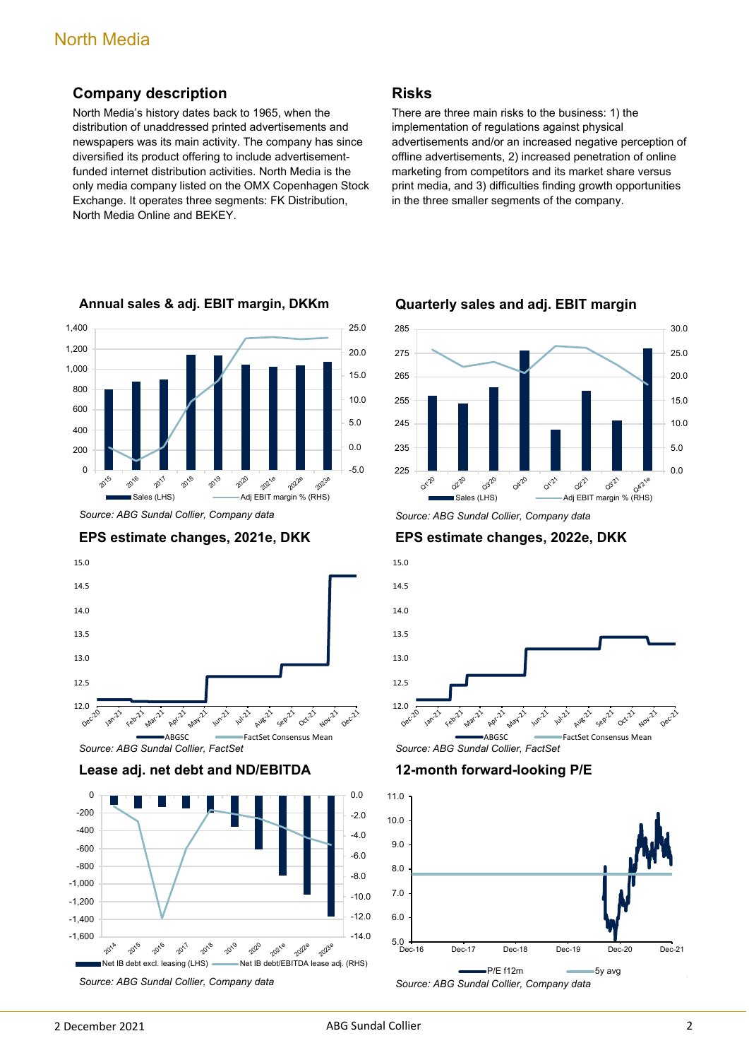## Company description

North Media's history dates back to 1965, when the distribution of unaddressed printed advertisements and newspapers was its main activity. The company has since diversified its product offering to include advertisement-funded internet distribution activities. North Media is the only media company listed on the OMX Copenhagen Stock Exchange. It operates three segments: FK Distribution, North Media Online and BEKEY.

## Risks

There are three main risks to the business: 1) the implementation of regulations against physical advertisements and/or an increased negative perception of offline advertisements, 2) increased penetration of online marketing from competitors and its market share versus print media, and 3) difficulties finding growth opportunities in the three smaller segments of the company.

### Annual sales & adj. EBIT margin, DKKm

*Source: ABG Sundal Collier, Company data*

### Quarterly sales and adj. EBIT margin

*Source: ABG Sundal Collier, Company data*

### EPS estimate changes, 2021e, DKK

*Source: ABG Sundal Collier, FactSet*

### EPS estimate changes, 2022e, DKK

*Source: ABG Sundal Collier, FactSet*

### Lease adj. net debt and ND/EBITDA

*Source: ABG Sundal Collier, Company data*

### 12-month forward-looking P/E

*Source: ABG Sundal Collier, Company data*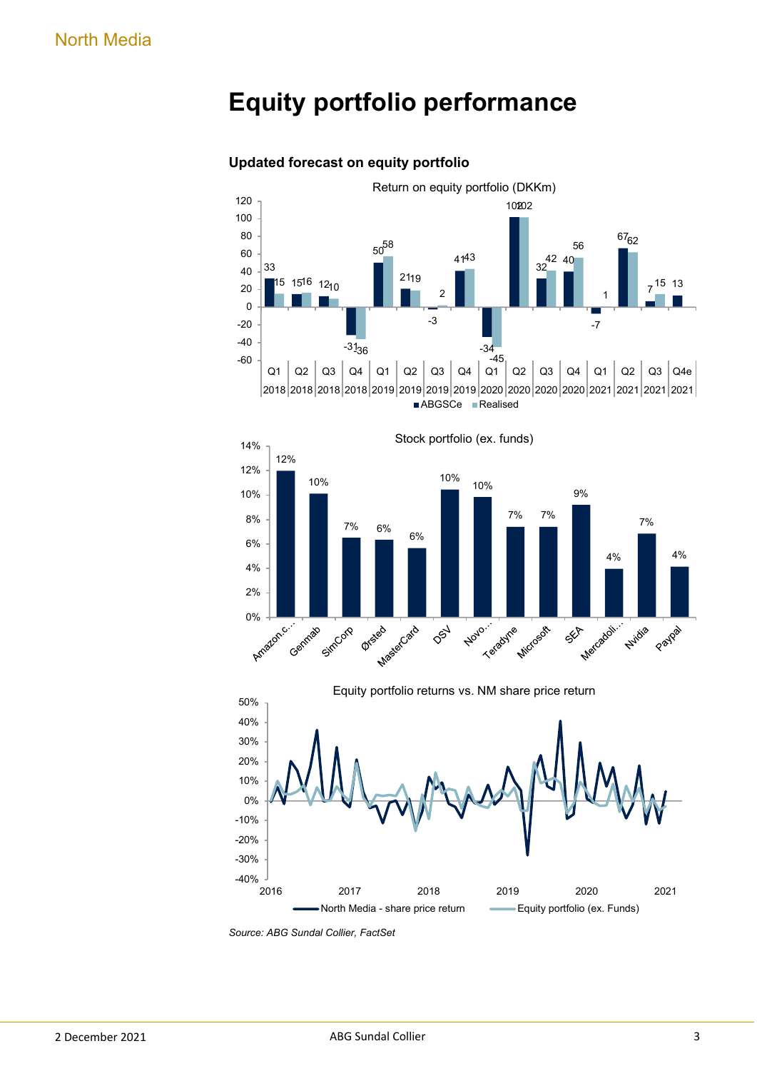# Equity portfolio performance

### Updated forecast on equity portfolio

Return on equity portfolio (DKKm)

| | Q1 2018 | Q2 2018 | Q3 2018 | Q4 2018 | Q1 2019 | Q2 2019 | Q3 2019 | Q4 2019 | Q1 2020 | Q2 2020 | Q3 2020 | Q4 2020 | Q1 2021 | Q2 2021 | Q3 2021 | Q4e 2021 |
|---|---|---|---|---|---|---|---|---|---|---|---|---|---|---|---|---|
| ABGSCe | 33 | 15 | 12 | -31 | 50 | 21 | -3 | 41 | -34 | 102 | 32 | 40 | -7 | 67 | 7 | 13 |
| Realised | 15 | 16 | 10 | -36 | 58 | 19 | 2 | 43 | -45 | 102 | 42 | 56 | 1 | 62 | 15 | |

Stock portfolio (ex. funds)

| Amazon.c... | Genmab | SimCorp | Ørsted | MasterCard | DSV | Novo... | Teradyne | Microsoft | SEA | Mercadoli... | Nvidia | Paypal |
|---|---|---|---|---|---|---|---|---|---|---|---|---|
| 12% | 10% | 7% | 6% | 6% | 10% | 10% | 7% | 7% | 9% | 4% | 7% | 4% |

Equity portfolio returns vs. NM share price return

(Line chart, 2016–2021: North Media - share price return; Equity portfolio (ex. Funds))

*Source: ABG Sundal Collier, FactSet*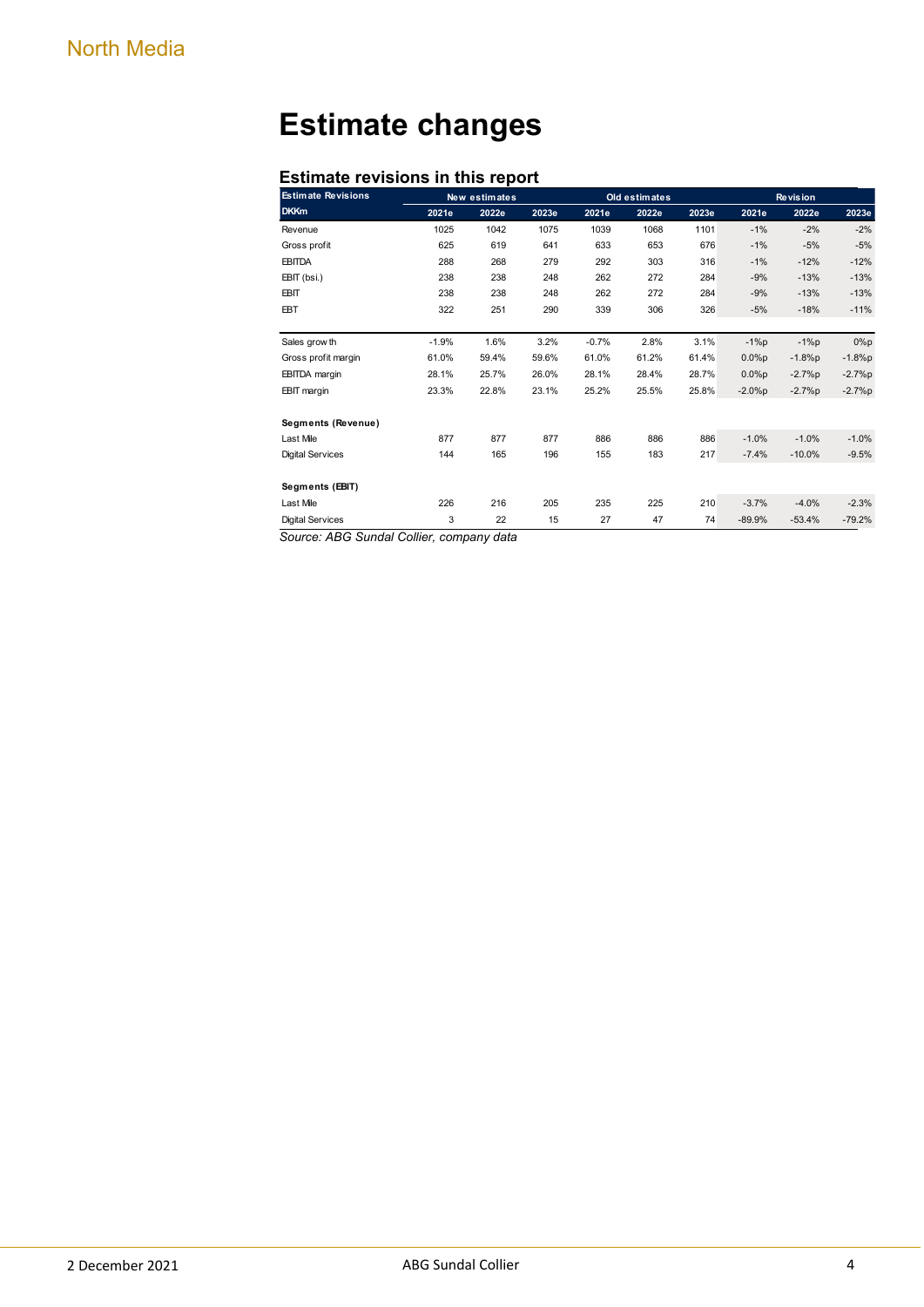# Estimate changes

### Estimate revisions in this report

| Estimate Revisions | New estimates | | | Old estimates | | | Revision | | |
|---|---|---|---|---|---|---|---|---|---|
| DKKm | 2021e | 2022e | 2023e | 2021e | 2022e | 2023e | 2021e | 2022e | 2023e |
| Revenue | 1025 | 1042 | 1075 | 1039 | 1068 | 1101 | -1% | -2% | -2% |
| Gross profit | 625 | 619 | 641 | 633 | 653 | 676 | -1% | -5% | -5% |
| EBITDA | 288 | 268 | 279 | 292 | 303 | 316 | -1% | -12% | -12% |
| EBIT (bsi.) | 238 | 238 | 248 | 262 | 272 | 284 | -9% | -13% | -13% |
| EBIT | 238 | 238 | 248 | 262 | 272 | 284 | -9% | -13% | -13% |
| EBT | 322 | 251 | 290 | 339 | 306 | 326 | -5% | -18% | -11% |
| | | | | | | | | | |
| Sales growth | -1.9% | 1.6% | 3.2% | -0.7% | 2.8% | 3.1% | -1%p | -1%p | 0%p |
| Gross profit margin | 61.0% | 59.4% | 59.6% | 61.0% | 61.2% | 61.4% | 0.0%p | -1.8%p | -1.8%p |
| EBITDA margin | 28.1% | 25.7% | 26.0% | 28.1% | 28.4% | 28.7% | 0.0%p | -2.7%p | -2.7%p |
| EBIT margin | 23.3% | 22.8% | 23.1% | 25.2% | 25.5% | 25.8% | -2.0%p | -2.7%p | -2.7%p |
| | | | | | | | | | |
| **Segments (Revenue)** | | | | | | | | | |
| Last Mile | 877 | 877 | 877 | 886 | 886 | 886 | -1.0% | -1.0% | -1.0% |
| Digital Services | 144 | 165 | 196 | 155 | 183 | 217 | -7.4% | -10.0% | -9.5% |
| | | | | | | | | | |
| **Segments (EBIT)** | | | | | | | | | |
| Last Mile | 226 | 216 | 205 | 235 | 225 | 210 | -3.7% | -4.0% | -2.3% |
| Digital Services | 3 | 22 | 15 | 27 | 47 | 74 | -89.9% | -53.4% | -79.2% |

*Source: ABG Sundal Collier, company data*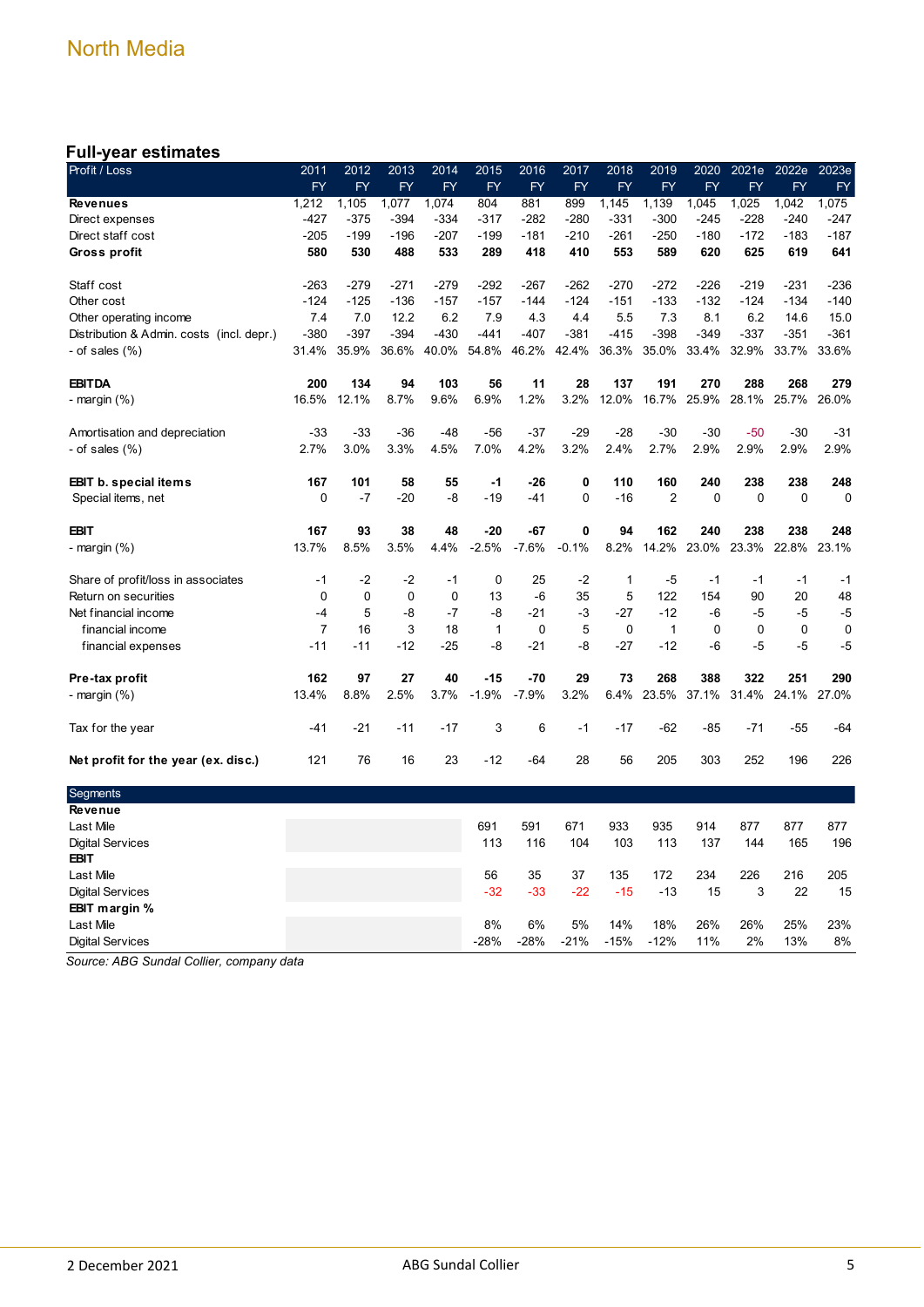North Media

## Full-year estimates

| Profit / Loss | 2011 FY | 2012 FY | 2013 FY | 2014 FY | 2015 FY | 2016 FY | 2017 FY | 2018 FY | 2019 FY | 2020 FY | 2021e FY | 2022e FY | 2023e FY |
|---|---|---|---|---|---|---|---|---|---|---|---|---|---|
| **Revenues** | 1,212 | 1,105 | 1,077 | 1,074 | 804 | 881 | 899 | 1,145 | 1,139 | 1,045 | 1,025 | 1,042 | 1,075 |
| Direct expenses | -427 | -375 | -394 | -334 | -317 | -282 | -280 | -331 | -300 | -245 | -228 | -240 | -247 |
| Direct staff cost | -205 | -199 | -196 | -207 | -199 | -181 | -210 | -261 | -250 | -180 | -172 | -183 | -187 |
| **Gross profit** | **580** | **530** | **488** | **533** | **289** | **418** | **410** | **553** | **589** | **620** | **625** | **619** | **641** |
| | | | | | | | | | | | | | |
| Staff cost | -263 | -279 | -271 | -279 | -292 | -267 | -262 | -270 | -272 | -226 | -219 | -231 | -236 |
| Other cost | -124 | -125 | -136 | -157 | -157 | -144 | -124 | -151 | -133 | -132 | -124 | -134 | -140 |
| Other operating income | 7.4 | 7.0 | 12.2 | 6.2 | 7.9 | 4.3 | 4.4 | 5.5 | 7.3 | 8.1 | 6.2 | 14.6 | 15.0 |
| Distribution & Admin. costs (incl. depr.) | -380 | -397 | -394 | -430 | -441 | -407 | -381 | -415 | -398 | -349 | -337 | -351 | -361 |
| - of sales (%) | 31.4% | 35.9% | 36.6% | 40.0% | 54.8% | 46.2% | 42.4% | 36.3% | 35.0% | 33.4% | 32.9% | 33.7% | 33.6% |
| | | | | | | | | | | | | | |
| **EBITDA** | **200** | **134** | **94** | **103** | **56** | **11** | **28** | **137** | **191** | **270** | **288** | **268** | **279** |
| - margin (%) | 16.5% | 12.1% | 8.7% | 9.6% | 6.9% | 1.2% | 3.2% | 12.0% | 16.7% | 25.9% | 28.1% | 25.7% | 26.0% |
| | | | | | | | | | | | | | |
| Amortisation and depreciation | -33 | -33 | -36 | -48 | -56 | -37 | -29 | -28 | -30 | -30 | -50 | -30 | -31 |
| - of sales (%) | 2.7% | 3.0% | 3.3% | 4.5% | 7.0% | 4.2% | 3.2% | 2.4% | 2.7% | 2.9% | 2.9% | 2.9% | 2.9% |
| | | | | | | | | | | | | | |
| **EBIT b. special items** | **167** | **101** | **58** | **55** | **-1** | **-26** | **0** | **110** | **160** | **240** | **238** | **238** | **248** |
| Special items, net | 0 | -7 | -20 | -8 | -19 | -41 | 0 | -16 | 2 | 0 | 0 | 0 | 0 |
| | | | | | | | | | | | | | |
| **EBIT** | **167** | **93** | **38** | **48** | **-20** | **-67** | **0** | **94** | **162** | **240** | **238** | **238** | **248** |
| - margin (%) | 13.7% | 8.5% | 3.5% | 4.4% | -2.5% | -7.6% | -0.1% | 8.2% | 14.2% | 23.0% | 23.3% | 22.8% | 23.1% |
| | | | | | | | | | | | | | |
| Share of profit/loss in associates | -1 | -2 | -2 | -1 | 0 | 25 | -2 | 1 | -5 | -1 | -1 | -1 | -1 |
| Return on securities | 0 | 0 | 0 | 0 | 13 | -6 | 35 | 5 | 122 | 154 | 90 | 20 | 48 |
| Net financial income | -4 | 5 | -8 | -7 | -8 | -21 | -3 | -27 | -12 | -6 | -5 | -5 | -5 |
| financial income | 7 | 16 | 3 | 18 | 1 | 0 | 5 | 0 | 1 | 0 | 0 | 0 | 0 |
| financial expenses | -11 | -11 | -12 | -25 | -8 | -21 | -8 | -27 | -12 | -6 | -5 | -5 | -5 |
| | | | | | | | | | | | | | |
| **Pre-tax profit** | **162** | **97** | **27** | **40** | **-15** | **-70** | **29** | **73** | **268** | **388** | **322** | **251** | **290** |
| - margin (%) | 13.4% | 8.8% | 2.5% | 3.7% | -1.9% | -7.9% | 3.2% | 6.4% | 23.5% | 37.1% | 31.4% | 24.1% | 27.0% |
| | | | | | | | | | | | | | |
| Tax for the year | -41 | -21 | -11 | -17 | 3 | 6 | -1 | -17 | -62 | -85 | -71 | -55 | -64 |
| | | | | | | | | | | | | | |
| **Net profit for the year (ex. disc.)** | 121 | 76 | 16 | 23 | -12 | -64 | 28 | 56 | 205 | 303 | 252 | 196 | 226 |
| **Segments** | | | | | | | | | | | | | |
| **Revenue** | | | | | | | | | | | | | |
| Last Mile | | | | | 691 | 591 | 671 | 933 | 935 | 914 | 877 | 877 | 877 |
| Digital Services | | | | | 113 | 116 | 104 | 103 | 113 | 137 | 144 | 165 | 196 |
| **EBIT** | | | | | | | | | | | | | |
| Last Mile | | | | | 56 | 35 | 37 | 135 | 172 | 234 | 226 | 216 | 205 |
| Digital Services | | | | | -32 | -33 | -22 | -15 | -13 | 15 | 3 | 22 | 15 |
| **EBIT margin %** | | | | | | | | | | | | | |
| Last Mile | | | | | 8% | 6% | 5% | 14% | 18% | 26% | 26% | 25% | 23% |
| Digital Services | | | | | -28% | -28% | -21% | -15% | -12% | 11% | 2% | 13% | 8% |

*Source: ABG Sundal Collier, company data*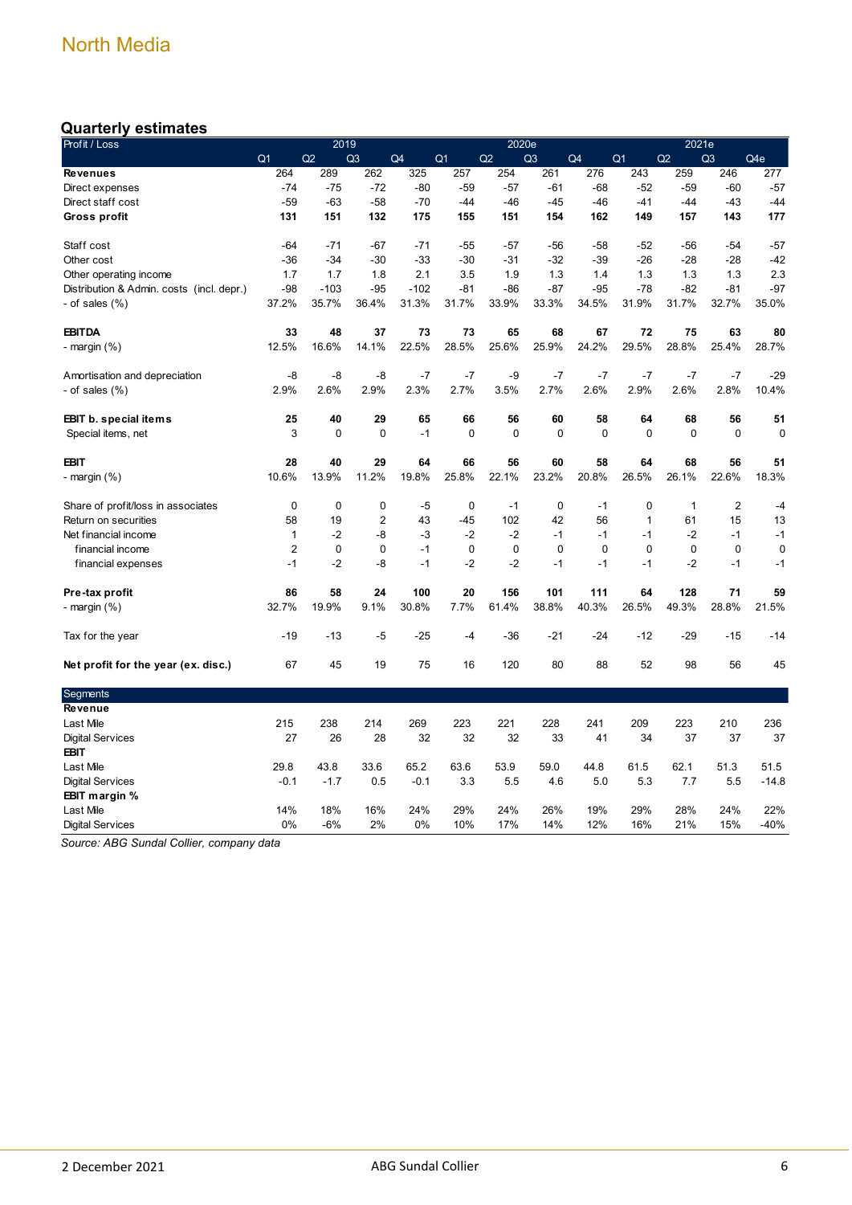North Media

## Quarterly estimates

| Profit / Loss | 2019 | | | | 2020e | | | | 2021e | | | |
|---|---|---|---|---|---|---|---|---|---|---|---|---|
| | Q1 | Q2 | Q3 | Q4 | Q1 | Q2 | Q3 | Q4 | Q1 | Q2 | Q3 | Q4e |
| **Revenues** | 264 | 289 | 262 | 325 | 257 | 254 | 261 | 276 | 243 | 259 | 246 | 277 |
| Direct expenses | -74 | -75 | -72 | -80 | -59 | -57 | -61 | -68 | -52 | -59 | -60 | -57 |
| Direct staff cost | -59 | -63 | -58 | -70 | -44 | -46 | -45 | -46 | -41 | -44 | -43 | -44 |
| **Gross profit** | **131** | **151** | **132** | **175** | **155** | **151** | **154** | **162** | **149** | **157** | **143** | **177** |
| | | | | | | | | | | | | |
| Staff cost | -64 | -71 | -67 | -71 | -55 | -57 | -56 | -58 | -52 | -56 | -54 | -57 |
| Other cost | -36 | -34 | -30 | -33 | -30 | -31 | -32 | -39 | -26 | -28 | -28 | -42 |
| Other operating income | 1.7 | 1.7 | 1.8 | 2.1 | 3.5 | 1.9 | 1.3 | 1.4 | 1.3 | 1.3 | 1.3 | 2.3 |
| Distribution & Admin. costs (incl. depr.) | -98 | -103 | -95 | -102 | -81 | -86 | -87 | -95 | -78 | -82 | -81 | -97 |
| - of sales (%) | 37.2% | 35.7% | 36.4% | 31.3% | 31.7% | 33.9% | 33.3% | 34.5% | 31.9% | 31.7% | 32.7% | 35.0% |
| | | | | | | | | | | | | |
| **EBITDA** | **33** | **48** | **37** | **73** | **73** | **65** | **68** | **67** | **72** | **75** | **63** | **80** |
| - margin (%) | 12.5% | 16.6% | 14.1% | 22.5% | 28.5% | 25.6% | 25.9% | 24.2% | 29.5% | 28.8% | 25.4% | 28.7% |
| | | | | | | | | | | | | |
| Amortisation and depreciation | -8 | -8 | -8 | -7 | -7 | -9 | -7 | -7 | -7 | -7 | -7 | -29 |
| - of sales (%) | 2.9% | 2.6% | 2.9% | 2.3% | 2.7% | 3.5% | 2.7% | 2.6% | 2.9% | 2.6% | 2.8% | 10.4% |
| | | | | | | | | | | | | |
| **EBIT b. special items** | **25** | **40** | **29** | **65** | **66** | **56** | **60** | **58** | **64** | **68** | **56** | **51** |
| Special items, net | 3 | 0 | 0 | -1 | 0 | 0 | 0 | 0 | 0 | 0 | 0 | 0 |
| | | | | | | | | | | | | |
| **EBIT** | **28** | **40** | **29** | **64** | **66** | **56** | **60** | **58** | **64** | **68** | **56** | **51** |
| - margin (%) | 10.6% | 13.9% | 11.2% | 19.8% | 25.8% | 22.1% | 23.2% | 20.8% | 26.5% | 26.1% | 22.6% | 18.3% |
| | | | | | | | | | | | | |
| Share of profit/loss in associates | 0 | 0 | 0 | -5 | 0 | -1 | 0 | -1 | 0 | 1 | 2 | -4 |
| Return on securities | 58 | 19 | 2 | 43 | -45 | 102 | 42 | 56 | 1 | 61 | 15 | 13 |
| Net financial income | 1 | -2 | -8 | -3 | -2 | -2 | -1 | -1 | -1 | -2 | -1 | -1 |
| financial income | 2 | 0 | 0 | -1 | 0 | 0 | 0 | 0 | 0 | 0 | 0 | 0 |
| financial expenses | -1 | -2 | -8 | -1 | -2 | -2 | -1 | -1 | -1 | -2 | -1 | -1 |
| | | | | | | | | | | | | |
| **Pre-tax profit** | **86** | **58** | **24** | **100** | **20** | **156** | **101** | **111** | **64** | **128** | **71** | **59** |
| - margin (%) | 32.7% | 19.9% | 9.1% | 30.8% | 7.7% | 61.4% | 38.8% | 40.3% | 26.5% | 49.3% | 28.8% | 21.5% |
| | | | | | | | | | | | | |
| Tax for the year | -19 | -13 | -5 | -25 | -4 | -36 | -21 | -24 | -12 | -29 | -15 | -14 |
| | | | | | | | | | | | | |
| **Net profit for the year (ex. disc.)** | 67 | 45 | 19 | 75 | 16 | 120 | 80 | 88 | 52 | 98 | 56 | 45 |
| Segments | | | | | | | | | | | | |
| **Revenue** | | | | | | | | | | | | |
| Last Mile | 215 | 238 | 214 | 269 | 223 | 221 | 228 | 241 | 209 | 223 | 210 | 236 |
| Digital Services | 27 | 26 | 28 | 32 | 32 | 32 | 33 | 41 | 34 | 37 | 37 | 37 |
| **EBIT** | | | | | | | | | | | | |
| Last Mile | 29.8 | 43.8 | 33.6 | 65.2 | 63.6 | 53.9 | 59.0 | 44.8 | 61.5 | 62.1 | 51.3 | 51.5 |
| Digital Services | -0.1 | -1.7 | 0.5 | -0.1 | 3.3 | 5.5 | 4.6 | 5.0 | 5.3 | 7.7 | 5.5 | -14.8 |
| **EBIT margin %** | | | | | | | | | | | | |
| Last Mile | 14% | 18% | 16% | 24% | 29% | 24% | 26% | 19% | 29% | 28% | 24% | 22% |
| Digital Services | 0% | -6% | 2% | 0% | 10% | 17% | 14% | 12% | 16% | 21% | 15% | -40% |

*Source: ABG Sundal Collier, company data*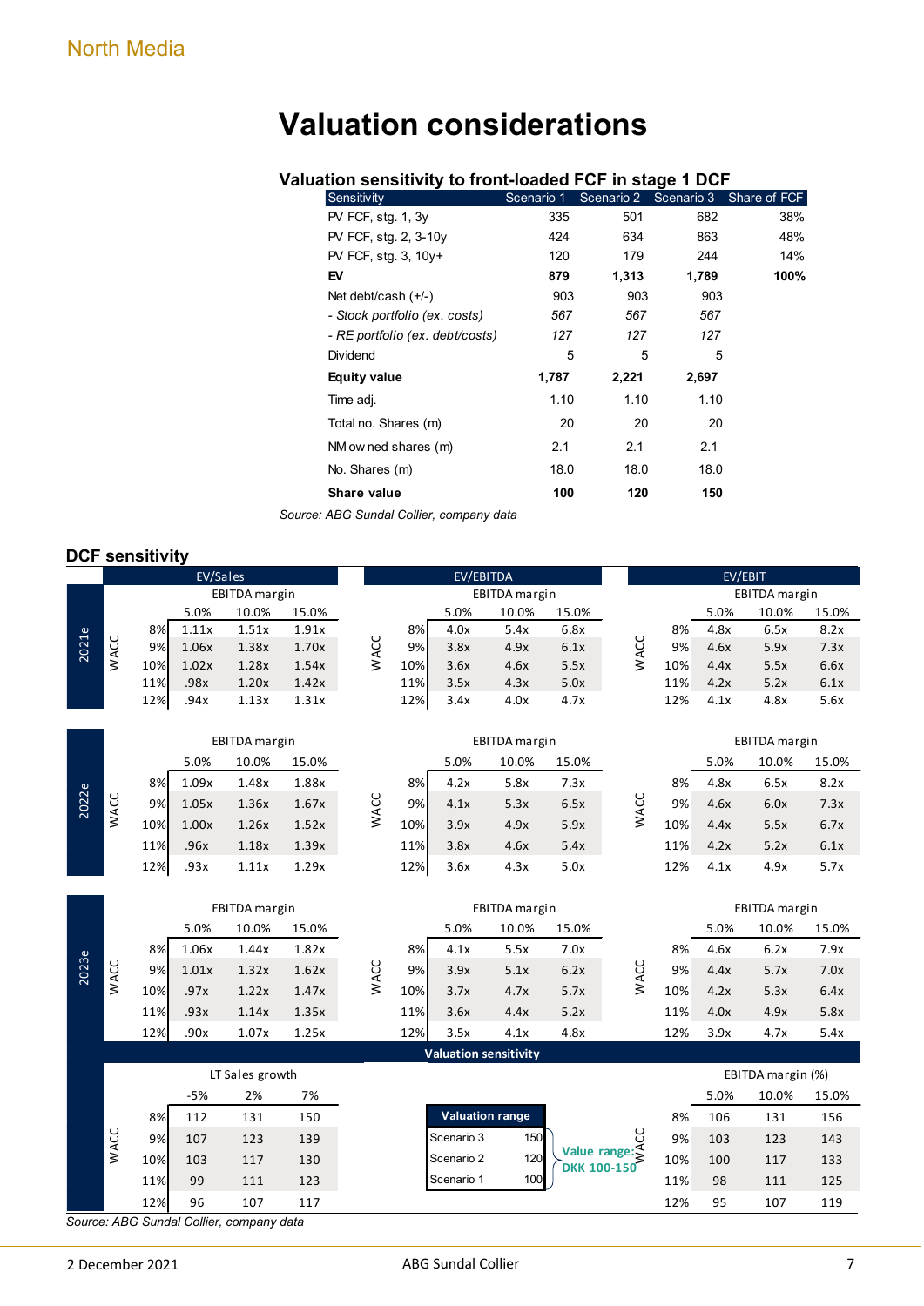# Valuation considerations

### Valuation sensitivity to front-loaded FCF in stage 1 DCF

| Sensitivity | Scenario 1 | Scenario 2 | Scenario 3 | Share of FCF |
|---|---|---|---|---|
| PV FCF, stg. 1, 3y | 335 | 501 | 682 | 38% |
| PV FCF, stg. 2, 3-10y | 424 | 634 | 863 | 48% |
| PV FCF, stg. 3, 10y+ | 120 | 179 | 244 | 14% |
| **EV** | **879** | **1,313** | **1,789** | **100%** |
| Net debt/cash (+/-) | 903 | 903 | 903 | |
| *- Stock portfolio (ex. costs)* | *567* | *567* | *567* | |
| *- RE portfolio (ex. debt/costs)* | *127* | *127* | *127* | |
| Dividend | 5 | 5 | 5 | |
| **Equity value** | **1,787** | **2,221** | **2,697** | |
| Time adj. | 1.10 | 1.10 | 1.10 | |
| Total no. Shares (m) | 20 | 20 | 20 | |
| NM owned shares (m) | 2.1 | 2.1 | 2.1 | |
| No. Shares (m) | 18.0 | 18.0 | 18.0 | |
| **Share value** | **100** | **120** | **150** | |

Source: ABG Sundal Collier, company data

### DCF sensitivity

**2021e**

| WACC | EV/Sales 5.0% | EV/Sales 10.0% | EV/Sales 15.0% | EV/EBITDA 5.0% | EV/EBITDA 10.0% | EV/EBITDA 15.0% | EV/EBIT 5.0% | EV/EBIT 10.0% | EV/EBIT 15.0% |
|---|---|---|---|---|---|---|---|---|---|
| | EBITDA margin | | | EBITDA margin | | | EBITDA margin | | |
| 8% | 1.11x | 1.51x | 1.91x | 4.0x | 5.4x | 6.8x | 4.8x | 6.5x | 8.2x |
| 9% | 1.06x | 1.38x | 1.70x | 3.8x | 4.9x | 6.1x | 4.6x | 5.9x | 7.3x |
| 10% | 1.02x | 1.28x | 1.54x | 3.6x | 4.6x | 5.5x | 4.4x | 5.5x | 6.6x |
| 11% | .98x | 1.20x | 1.42x | 3.5x | 4.3x | 5.0x | 4.2x | 5.2x | 6.1x |
| 12% | .94x | 1.13x | 1.31x | 3.4x | 4.0x | 4.7x | 4.1x | 4.8x | 5.6x |

**2022e**

| WACC | EV/Sales 5.0% | EV/Sales 10.0% | EV/Sales 15.0% | EV/EBITDA 5.0% | EV/EBITDA 10.0% | EV/EBITDA 15.0% | EV/EBIT 5.0% | EV/EBIT 10.0% | EV/EBIT 15.0% |
|---|---|---|---|---|---|---|---|---|---|
| | EBITDA margin | | | EBITDA margin | | | EBITDA margin | | |
| 8% | 1.09x | 1.48x | 1.88x | 4.2x | 5.8x | 7.3x | 4.8x | 6.5x | 8.2x |
| 9% | 1.05x | 1.36x | 1.67x | 4.1x | 5.3x | 6.5x | 4.6x | 6.0x | 7.3x |
| 10% | 1.00x | 1.26x | 1.52x | 3.9x | 4.9x | 5.9x | 4.4x | 5.5x | 6.7x |
| 11% | .96x | 1.18x | 1.39x | 3.8x | 4.6x | 5.4x | 4.2x | 5.2x | 6.1x |
| 12% | .93x | 1.11x | 1.29x | 3.6x | 4.3x | 5.0x | 4.1x | 4.9x | 5.7x |

**2023e**

| WACC | EV/Sales 5.0% | EV/Sales 10.0% | EV/Sales 15.0% | EV/EBITDA 5.0% | EV/EBITDA 10.0% | EV/EBITDA 15.0% | EV/EBIT 5.0% | EV/EBIT 10.0% | EV/EBIT 15.0% |
|---|---|---|---|---|---|---|---|---|---|
| | EBITDA margin | | | EBITDA margin | | | EBITDA margin | | |
| 8% | 1.06x | 1.44x | 1.82x | 4.1x | 5.5x | 7.0x | 4.6x | 6.2x | 7.9x |
| 9% | 1.01x | 1.32x | 1.62x | 3.9x | 5.1x | 6.2x | 4.4x | 5.7x | 7.0x |
| 10% | .97x | 1.22x | 1.47x | 3.7x | 4.7x | 5.7x | 4.2x | 5.3x | 6.4x |
| 11% | .93x | 1.14x | 1.35x | 3.6x | 4.4x | 5.2x | 4.0x | 4.9x | 5.8x |
| 12% | .90x | 1.07x | 1.25x | 3.5x | 4.1x | 4.8x | 3.9x | 4.7x | 5.4x |

**Valuation sensitivity**

| WACC | LT Sales growth -5% | LT Sales growth 2% | LT Sales growth 7% |
|---|---|---|---|
| 8% | 112 | 131 | 150 |
| 9% | 107 | 123 | 139 |
| 10% | 103 | 117 | 130 |
| 11% | 99 | 111 | 123 |
| 12% | 96 | 107 | 117 |

| Valuation range | |
|---|---|
| Scenario 3 | 150 |
| Scenario 2 | 120 |
| Scenario 1 | 100 |

Value range: DKK 100-150

| WACC | EBITDA margin (%) 5.0% | EBITDA margin (%) 10.0% | EBITDA margin (%) 15.0% |
|---|---|---|---|
| 8% | 106 | 131 | 156 |
| 9% | 103 | 123 | 143 |
| 10% | 100 | 117 | 133 |
| 11% | 98 | 111 | 125 |
| 12% | 95 | 107 | 119 |

Source: ABG Sundal Collier, company data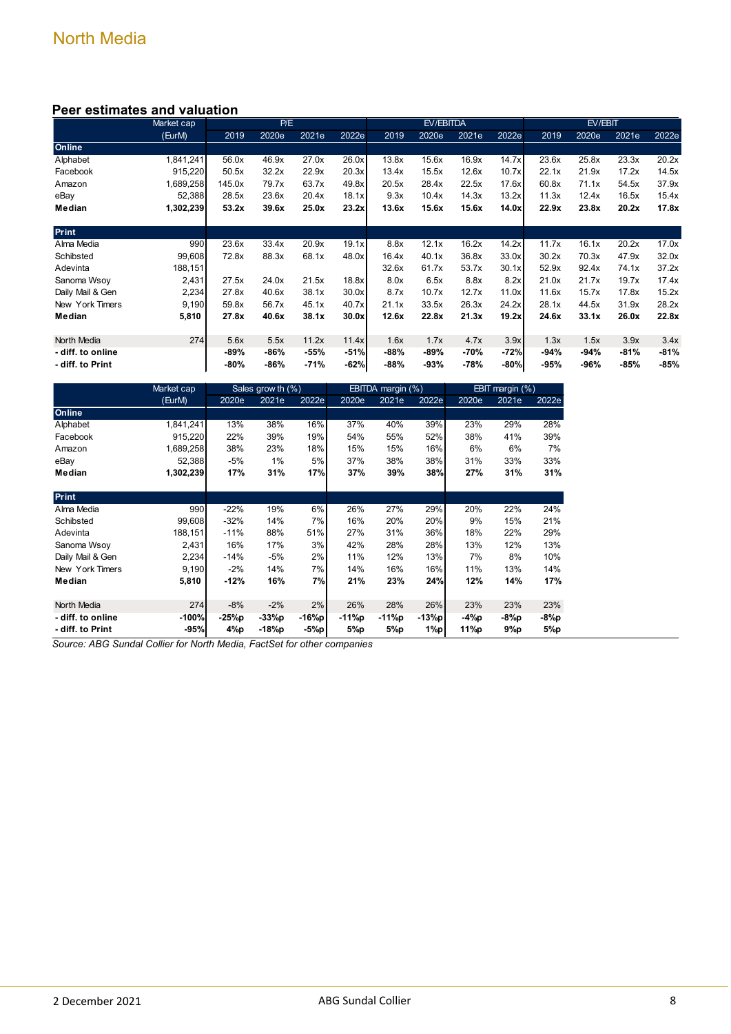## Peer estimates and valuation

| | Market cap (EurM) | P/E | | | | EV/EBITDA | | | | EV/EBIT | | | |
|---|---|---|---|---|---|---|---|---|---|---|---|---|---|
| | | 2019 | 2020e | 2021e | 2022e | 2019 | 2020e | 2021e | 2022e | 2019 | 2020e | 2021e | 2022e |
| **Online** | | | | | | | | | | | | | |
| Alphabet | 1,841,241 | 56.0x | 46.9x | 27.0x | 26.0x | 13.8x | 15.6x | 16.9x | 14.7x | 23.6x | 25.8x | 23.3x | 20.2x |
| Facebook | 915,220 | 50.5x | 32.2x | 22.9x | 20.3x | 13.4x | 15.5x | 12.6x | 10.7x | 22.1x | 21.9x | 17.2x | 14.5x |
| Amazon | 1,689,258 | 145.0x | 79.7x | 63.7x | 49.8x | 20.5x | 28.4x | 22.5x | 17.6x | 60.8x | 71.1x | 54.5x | 37.9x |
| eBay | 52,388 | 28.5x | 23.6x | 20.4x | 18.1x | 9.3x | 10.4x | 14.3x | 13.2x | 11.3x | 12.4x | 16.5x | 15.4x |
| **Median** | **1,302,239** | **53.2x** | **39.6x** | **25.0x** | **23.2x** | **13.6x** | **15.6x** | **15.6x** | **14.0x** | **22.9x** | **23.8x** | **20.2x** | **17.8x** |
| **Print** | | | | | | | | | | | | | |
| Alma Media | 990 | 23.6x | 33.4x | 20.9x | 19.1x | 8.8x | 12.1x | 16.2x | 14.2x | 11.7x | 16.1x | 20.2x | 17.0x |
| Schibsted | 99,608 | 72.8x | 88.3x | 68.1x | 48.0x | 16.4x | 40.1x | 36.8x | 33.0x | 30.2x | 70.3x | 47.9x | 32.0x |
| Adevinta | 188,151 | | | | | 32.6x | 61.7x | 53.7x | 30.1x | 52.9x | 92.4x | 74.1x | 37.2x |
| Sanoma Wsoy | 2,431 | 27.5x | 24.0x | 21.5x | 18.8x | 8.0x | 6.5x | 8.8x | 8.2x | 21.0x | 21.7x | 19.7x | 17.4x |
| Daily Mail & Gen | 2,234 | 27.8x | 40.6x | 38.1x | 30.0x | 8.7x | 10.7x | 12.7x | 11.0x | 11.6x | 15.7x | 17.8x | 15.2x |
| New York Timers | 9,190 | 59.8x | 56.7x | 45.1x | 40.7x | 21.1x | 33.5x | 26.3x | 24.2x | 28.1x | 44.5x | 31.9x | 28.2x |
| **Median** | **5,810** | **27.8x** | **40.6x** | **38.1x** | **30.0x** | **12.6x** | **22.8x** | **21.3x** | **19.2x** | **24.6x** | **33.1x** | **26.0x** | **22.8x** |
| North Media | 274 | 5.6x | 5.5x | 11.2x | 11.4x | 1.6x | 1.7x | 4.7x | 3.9x | 1.3x | 1.5x | 3.9x | 3.4x |
| **- diff. to online** | | **-89%** | **-86%** | **-55%** | **-51%** | **-88%** | **-89%** | **-70%** | **-72%** | **-94%** | **-94%** | **-81%** | **-81%** |
| **- diff. to Print** | | **-80%** | **-86%** | **-71%** | **-62%** | **-88%** | **-93%** | **-78%** | **-80%** | **-95%** | **-96%** | **-85%** | **-85%** |

| | Market cap (EurM) | Sales growth (%) | | | EBITDA margin (%) | | | EBIT margin (%) | | |
|---|---|---|---|---|---|---|---|---|---|---|
| | | 2020e | 2021e | 2022e | 2020e | 2021e | 2022e | 2020e | 2021e | 2022e |
| **Online** | | | | | | | | | | |
| Alphabet | 1,841,241 | 13% | 38% | 16% | 37% | 40% | 39% | 23% | 29% | 28% |
| Facebook | 915,220 | 22% | 39% | 19% | 54% | 55% | 52% | 38% | 41% | 39% |
| Amazon | 1,689,258 | 38% | 23% | 18% | 15% | 15% | 16% | 6% | 6% | 7% |
| eBay | 52,388 | -5% | 1% | 5% | 37% | 38% | 38% | 31% | 33% | 33% |
| **Median** | **1,302,239** | **17%** | **31%** | **17%** | **37%** | **39%** | **38%** | **27%** | **31%** | **31%** |
| **Print** | | | | | | | | | | |
| Alma Media | 990 | -22% | 19% | 6% | 26% | 27% | 29% | 20% | 22% | 24% |
| Schibsted | 99,608 | -32% | 14% | 7% | 16% | 20% | 20% | 9% | 15% | 21% |
| Adevinta | 188,151 | -11% | 88% | 51% | 27% | 31% | 36% | 18% | 22% | 29% |
| Sanoma Wsoy | 2,431 | 16% | 17% | 3% | 42% | 28% | 28% | 13% | 12% | 13% |
| Daily Mail & Gen | 2,234 | -14% | -5% | 2% | 11% | 12% | 13% | 7% | 8% | 10% |
| New York Timers | 9,190 | -2% | 14% | 7% | 14% | 16% | 16% | 11% | 13% | 14% |
| **Median** | **5,810** | **-12%** | **16%** | **7%** | **21%** | **23%** | **24%** | **12%** | **14%** | **17%** |
| North Media | 274 | -8% | -2% | 2% | 26% | 28% | 26% | 23% | 23% | 23% |
| **- diff. to online** | **-100%** | **-25%p** | **-33%p** | **-16%p** | **-11%p** | **-11%p** | **-13%p** | **-4%p** | **-8%p** | **-8%p** |
| **- diff. to Print** | **-95%** | **4%p** | **-18%p** | **-5%p** | **5%p** | **5%p** | **1%p** | **11%p** | **9%p** | **5%p** |

*Source: ABG Sundal Collier for North Media, FactSet for other companies*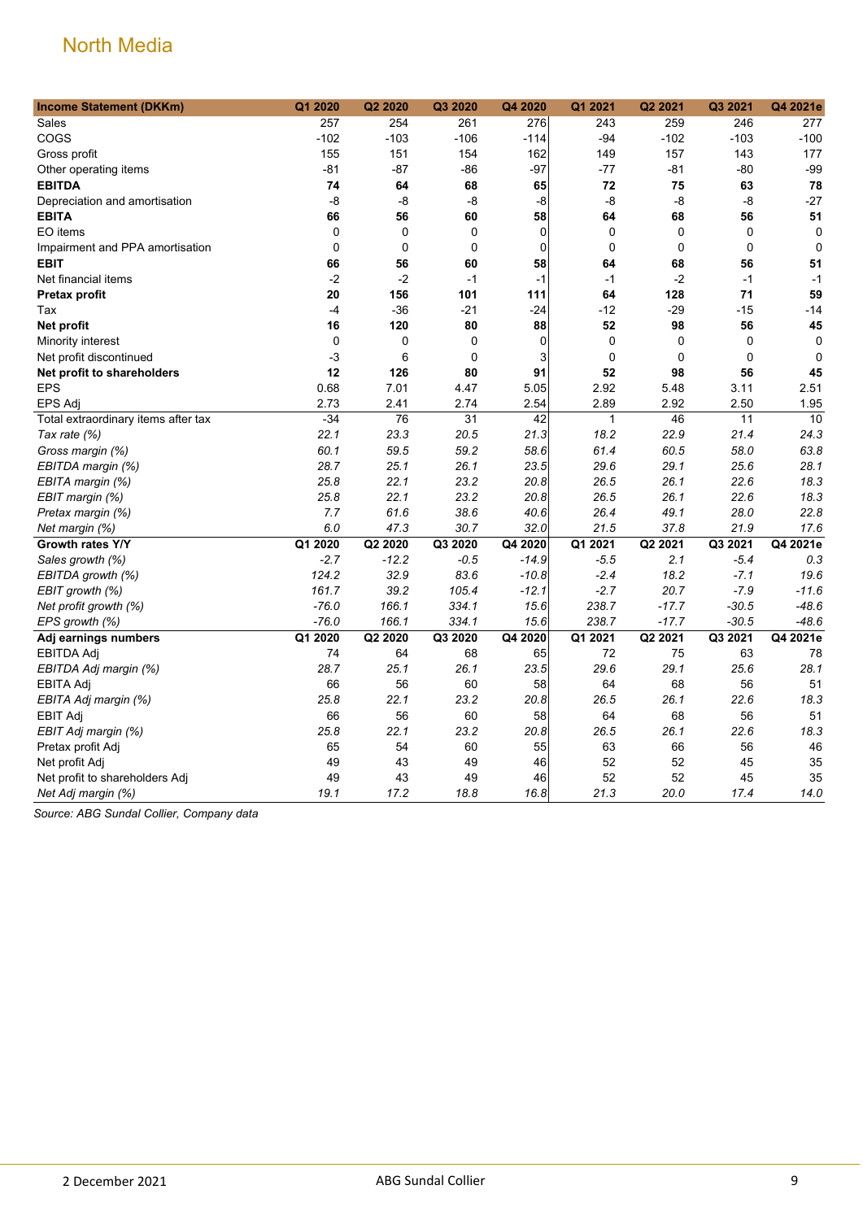North Media

| Income Statement (DKKm) | Q1 2020 | Q2 2020 | Q3 2020 | Q4 2020 | Q1 2021 | Q2 2021 | Q3 2021 | Q4 2021e |
|---|---|---|---|---|---|---|---|---|
| Sales | 257 | 254 | 261 | 276 | 243 | 259 | 246 | 277 |
| COGS | -102 | -103 | -106 | -114 | -94 | -102 | -103 | -100 |
| Gross profit | 155 | 151 | 154 | 162 | 149 | 157 | 143 | 177 |
| Other operating items | -81 | -87 | -86 | -97 | -77 | -81 | -80 | -99 |
| **EBITDA** | **74** | **64** | **68** | **65** | **72** | **75** | **63** | **78** |
| Depreciation and amortisation | -8 | -8 | -8 | -8 | -8 | -8 | -8 | -27 |
| **EBITA** | **66** | **56** | **60** | **58** | **64** | **68** | **56** | **51** |
| EO items | 0 | 0 | 0 | 0 | 0 | 0 | 0 | 0 |
| Impairment and PPA amortisation | 0 | 0 | 0 | 0 | 0 | 0 | 0 | 0 |
| **EBIT** | **66** | **56** | **60** | **58** | **64** | **68** | **56** | **51** |
| Net financial items | -2 | -2 | -1 | -1 | -1 | -2 | -1 | -1 |
| **Pretax profit** | **20** | **156** | **101** | **111** | **64** | **128** | **71** | **59** |
| Tax | -4 | -36 | -21 | -24 | -12 | -29 | -15 | -14 |
| **Net profit** | **16** | **120** | **80** | **88** | **52** | **98** | **56** | **45** |
| Minority interest | 0 | 0 | 0 | 0 | 0 | 0 | 0 | 0 |
| Net profit discontinued | -3 | 6 | 0 | 3 | 0 | 0 | 0 | 0 |
| **Net profit to shareholders** | **12** | **126** | **80** | **91** | **52** | **98** | **56** | **45** |
| EPS | 0.68 | 7.01 | 4.47 | 5.05 | 2.92 | 5.48 | 3.11 | 2.51 |
| EPS Adj | 2.73 | 2.41 | 2.74 | 2.54 | 2.89 | 2.92 | 2.50 | 1.95 |
| Total extraordinary items after tax | -34 | 76 | 31 | 42 | 1 | 46 | 11 | 10 |
| *Tax rate (%)* | *22.1* | *23.3* | *20.5* | *21.3* | *18.2* | *22.9* | *21.4* | *24.3* |
| *Gross margin (%)* | *60.1* | *59.5* | *59.2* | *58.6* | *61.4* | *60.5* | *58.0* | *63.8* |
| *EBITDA margin (%)* | *28.7* | *25.1* | *26.1* | *23.5* | *29.6* | *29.1* | *25.6* | *28.1* |
| *EBITA margin (%)* | *25.8* | *22.1* | *23.2* | *20.8* | *26.5* | *26.1* | *22.6* | *18.3* |
| *EBIT margin (%)* | *25.8* | *22.1* | *23.2* | *20.8* | *26.5* | *26.1* | *22.6* | *18.3* |
| *Pretax margin (%)* | *7.7* | *61.6* | *38.6* | *40.6* | *26.4* | *49.1* | *28.0* | *22.8* |
| *Net margin (%)* | *6.0* | *47.3* | *30.7* | *32.0* | *21.5* | *37.8* | *21.9* | *17.6* |
| **Growth rates Y/Y** | **Q1 2020** | **Q2 2020** | **Q3 2020** | **Q4 2020** | **Q1 2021** | **Q2 2021** | **Q3 2021** | **Q4 2021e** |
| *Sales growth (%)* | *-2.7* | *-12.2* | *-0.5* | *-14.9* | *-5.5* | *2.1* | *-5.4* | *0.3* |
| *EBITDA growth (%)* | *124.2* | *32.9* | *83.6* | *-10.8* | *-2.4* | *18.2* | *-7.1* | *19.6* |
| *EBIT growth (%)* | *161.7* | *39.2* | *105.4* | *-12.1* | *-2.7* | *20.7* | *-7.9* | *-11.6* |
| *Net profit growth (%)* | *-76.0* | *166.1* | *334.1* | *15.6* | *238.7* | *-17.7* | *-30.5* | *-48.6* |
| *EPS growth (%)* | *-76.0* | *166.1* | *334.1* | *15.6* | *238.7* | *-17.7* | *-30.5* | *-48.6* |
| **Adj earnings numbers** | **Q1 2020** | **Q2 2020** | **Q3 2020** | **Q4 2020** | **Q1 2021** | **Q2 2021** | **Q3 2021** | **Q4 2021e** |
| EBITDA Adj | 74 | 64 | 68 | 65 | 72 | 75 | 63 | 78 |
| *EBITDA Adj margin (%)* | *28.7* | *25.1* | *26.1* | *23.5* | *29.6* | *29.1* | *25.6* | *28.1* |
| EBITA Adj | 66 | 56 | 60 | 58 | 64 | 68 | 56 | 51 |
| *EBITA Adj margin (%)* | *25.8* | *22.1* | *23.2* | *20.8* | *26.5* | *26.1* | *22.6* | *18.3* |
| EBIT Adj | 66 | 56 | 60 | 58 | 64 | 68 | 56 | 51 |
| *EBIT Adj margin (%)* | *25.8* | *22.1* | *23.2* | *20.8* | *26.5* | *26.1* | *22.6* | *18.3* |
| Pretax profit Adj | 65 | 54 | 60 | 55 | 63 | 66 | 56 | 46 |
| Net profit Adj | 49 | 43 | 49 | 46 | 52 | 52 | 45 | 35 |
| Net profit to shareholders Adj | 49 | 43 | 49 | 46 | 52 | 52 | 45 | 35 |
| *Net Adj margin (%)* | *19.1* | *17.2* | *18.8* | *16.8* | *21.3* | *20.0* | *17.4* | *14.0* |

*Source: ABG Sundal Collier, Company data*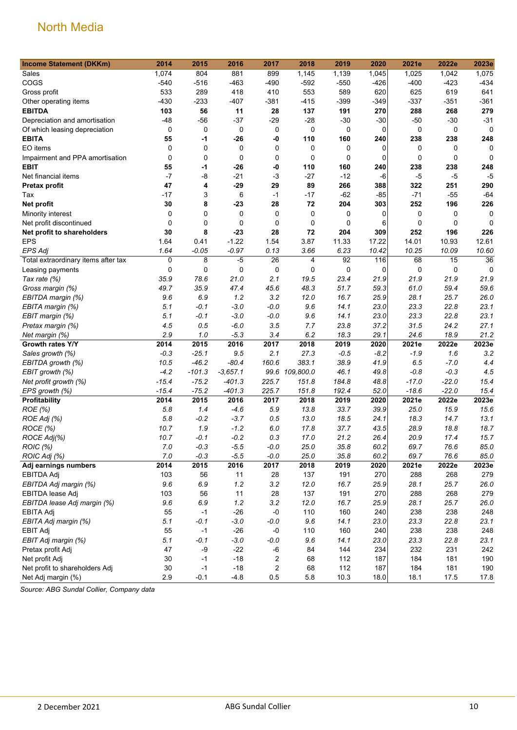# North Media

| Income Statement (DKKm) | 2014 | 2015 | 2016 | 2017 | 2018 | 2019 | 2020 | 2021e | 2022e | 2023e |
|---|---|---|---|---|---|---|---|---|---|---|
| Sales | 1,074 | 804 | 881 | 899 | 1,145 | 1,139 | 1,045 | 1,025 | 1,042 | 1,075 |
| COGS | -540 | -516 | -463 | -490 | -592 | -550 | -426 | -400 | -423 | -434 |
| Gross profit | 533 | 289 | 418 | 410 | 553 | 589 | 620 | 625 | 619 | 641 |
| Other operating items | -430 | -233 | -407 | -381 | -415 | -399 | -349 | -337 | -351 | -361 |
| **EBITDA** | **103** | **56** | **11** | **28** | **137** | **191** | **270** | **288** | **268** | **279** |
| Depreciation and amortisation | -48 | -56 | -37 | -29 | -28 | -30 | -30 | -50 | -30 | -31 |
| Of which leasing depreciation | 0 | 0 | 0 | 0 | 0 | 0 | 0 | 0 | 0 | 0 |
| **EBITA** | **55** | **-1** | **-26** | **-0** | **110** | **160** | **240** | **238** | **238** | **248** |
| EO items | 0 | 0 | 0 | 0 | 0 | 0 | 0 | 0 | 0 | 0 |
| Impairment and PPA amortisation | 0 | 0 | 0 | 0 | 0 | 0 | 0 | 0 | 0 | 0 |
| **EBIT** | **55** | **-1** | **-26** | **-0** | **110** | **160** | **240** | **238** | **238** | **248** |
| Net financial items | -7 | -8 | -21 | -3 | -27 | -12 | -6 | -5 | -5 | -5 |
| **Pretax profit** | **47** | **4** | **-29** | **29** | **89** | **266** | **388** | **322** | **251** | **290** |
| Tax | -17 | 3 | 6 | -1 | -17 | -62 | -85 | -71 | -55 | -64 |
| **Net profit** | **30** | **8** | **-23** | **28** | **72** | **204** | **303** | **252** | **196** | **226** |
| Minority interest | 0 | 0 | 0 | 0 | 0 | 0 | 0 | 0 | 0 | 0 |
| Net profit discontinued | 0 | 0 | 0 | 0 | 0 | 0 | 6 | 0 | 0 | 0 |
| **Net profit to shareholders** | **30** | **8** | **-23** | **28** | **72** | **204** | **309** | **252** | **196** | **226** |
| EPS | 1.64 | 0.41 | -1.22 | 1.54 | 3.87 | 11.33 | 17.22 | 14.01 | 10.93 | 12.61 |
| *EPS Adj* | *1.64* | *-0.05* | *-0.97* | *0.13* | *3.66* | *6.23* | *10.42* | *10.25* | *10.09* | *10.60* |
| Total extraordinary items after tax | 0 | 8 | -5 | 26 | 4 | 92 | 116 | 68 | 15 | 36 |
| Leasing payments | 0 | 0 | 0 | 0 | 0 | 0 | 0 | 0 | 0 | 0 |
| *Tax rate (%)* | *35.9* | *78.6* | *21.0* | *2.1* | *19.5* | *23.4* | *21.9* | *21.9* | *21.9* | *21.9* |
| *Gross margin (%)* | *49.7* | *35.9* | *47.4* | *45.6* | *48.3* | *51.7* | *59.3* | *61.0* | *59.4* | *59.6* |
| *EBITDA margin (%)* | *9.6* | *6.9* | *1.2* | *3.2* | *12.0* | *16.7* | *25.9* | *28.1* | *25.7* | *26.0* |
| *EBITA margin (%)* | *5.1* | *-0.1* | *-3.0* | *-0.0* | *9.6* | *14.1* | *23.0* | *23.3* | *22.8* | *23.1* |
| *EBIT margin (%)* | *5.1* | *-0.1* | *-3.0* | *-0.0* | *9.6* | *14.1* | *23.0* | *23.3* | *22.8* | *23.1* |
| *Pretax margin (%)* | *4.5* | *0.5* | *-6.0* | *3.5* | *7.7* | *23.8* | *37.2* | *31.5* | *24.2* | *27.1* |
| *Net margin (%)* | *2.9* | *1.0* | *-5.3* | *3.4* | *6.2* | *18.3* | *29.1* | *24.6* | *18.9* | *21.2* |
| **Growth rates Y/Y** | **2014** | **2015** | **2016** | **2017** | **2018** | **2019** | **2020** | **2021e** | **2022e** | **2023e** |
| *Sales growth (%)* | *-0.3* | *-25.1* | *9.5* | *2.1* | *27.3* | *-0.5* | *-8.2* | *-1.9* | *1.6* | *3.2* |
| *EBITDA growth (%)* | *10.5* | *-46.2* | *-80.4* | *160.6* | *383.1* | *38.9* | *41.9* | *6.5* | *-7.0* | *4.4* |
| *EBIT growth (%)* | *-4.2* | *-101.3* | *-3,657.1* | *99.6* | *109,800.0* | *46.1* | *49.8* | *-0.8* | *-0.3* | *4.5* |
| *Net profit growth (%)* | *-15.4* | *-75.2* | *-401.3* | *225.7* | *151.8* | *184.8* | *48.8* | *-17.0* | *-22.0* | *15.4* |
| *EPS growth (%)* | *-15.4* | *-75.2* | *-401.3* | *225.7* | *151.8* | *192.4* | *52.0* | *-18.6* | *-22.0* | *15.4* |
| **Profitability** | **2014** | **2015** | **2016** | **2017** | **2018** | **2019** | **2020** | **2021e** | **2022e** | **2023e** |
| *ROE (%)* | *5.8* | *1.4* | *-4.6* | *5.9* | *13.8* | *33.7* | *39.9* | *25.0* | *15.9* | *15.6* |
| *ROE Adj (%)* | *5.8* | *-0.2* | *-3.7* | *0.5* | *13.0* | *18.5* | *24.1* | *18.3* | *14.7* | *13.1* |
| *ROCE (%)* | *10.7* | *1.9* | *-1.2* | *6.0* | *17.8* | *37.7* | *43.5* | *28.9* | *18.8* | *18.7* |
| *ROCE Adj(%)* | *10.7* | *-0.1* | *-0.2* | *0.3* | *17.0* | *21.2* | *26.4* | *20.9* | *17.4* | *15.7* |
| *ROIC (%)* | *7.0* | *-0.3* | *-5.5* | *-0.0* | *25.0* | *35.8* | *60.2* | *69.7* | *76.6* | *85.0* |
| *ROIC Adj (%)* | *7.0* | *-0.3* | *-5.5* | *-0.0* | *25.0* | *35.8* | *60.2* | *69.7* | *76.6* | *85.0* |
| **Adj earnings numbers** | **2014** | **2015** | **2016** | **2017** | **2018** | **2019** | **2020** | **2021e** | **2022e** | **2023e** |
| EBITDA Adj | 103 | 56 | 11 | 28 | 137 | 191 | 270 | 288 | 268 | 279 |
| *EBITDA Adj margin (%)* | *9.6* | *6.9* | *1.2* | *3.2* | *12.0* | *16.7* | *25.9* | *28.1* | *25.7* | *26.0* |
| EBITDA lease Adj | 103 | 56 | 11 | 28 | 137 | 191 | 270 | 288 | 268 | 279 |
| *EBITDA lease Adj margin (%)* | *9.6* | *6.9* | *1.2* | *3.2* | *12.0* | *16.7* | *25.9* | *28.1* | *25.7* | *26.0* |
| EBITA Adj | 55 | -1 | -26 | -0 | 110 | 160 | 240 | 238 | 238 | 248 |
| *EBITA Adj margin (%)* | *5.1* | *-0.1* | *-3.0* | *-0.0* | *9.6* | *14.1* | *23.0* | *23.3* | *22.8* | *23.1* |
| EBIT Adj | 55 | -1 | -26 | -0 | 110 | 160 | 240 | 238 | 238 | 248 |
| *EBIT Adj margin (%)* | *5.1* | *-0.1* | *-3.0* | *-0.0* | *9.6* | *14.1* | *23.0* | *23.3* | *22.8* | *23.1* |
| Pretax profit Adj | 47 | -9 | -22 | -6 | 84 | 144 | 234 | 232 | 231 | 242 |
| Net profit Adj | 30 | -1 | -18 | 2 | 68 | 112 | 187 | 184 | 181 | 190 |
| Net profit to shareholders Adj | 30 | -1 | -18 | 2 | 68 | 112 | 187 | 184 | 181 | 190 |
| Net Adj margin (%) | 2.9 | -0.1 | -4.8 | 0.5 | 5.8 | 10.3 | 18.0 | 18.1 | 17.5 | 17.8 |

*Source: ABG Sundal Collier, Company data*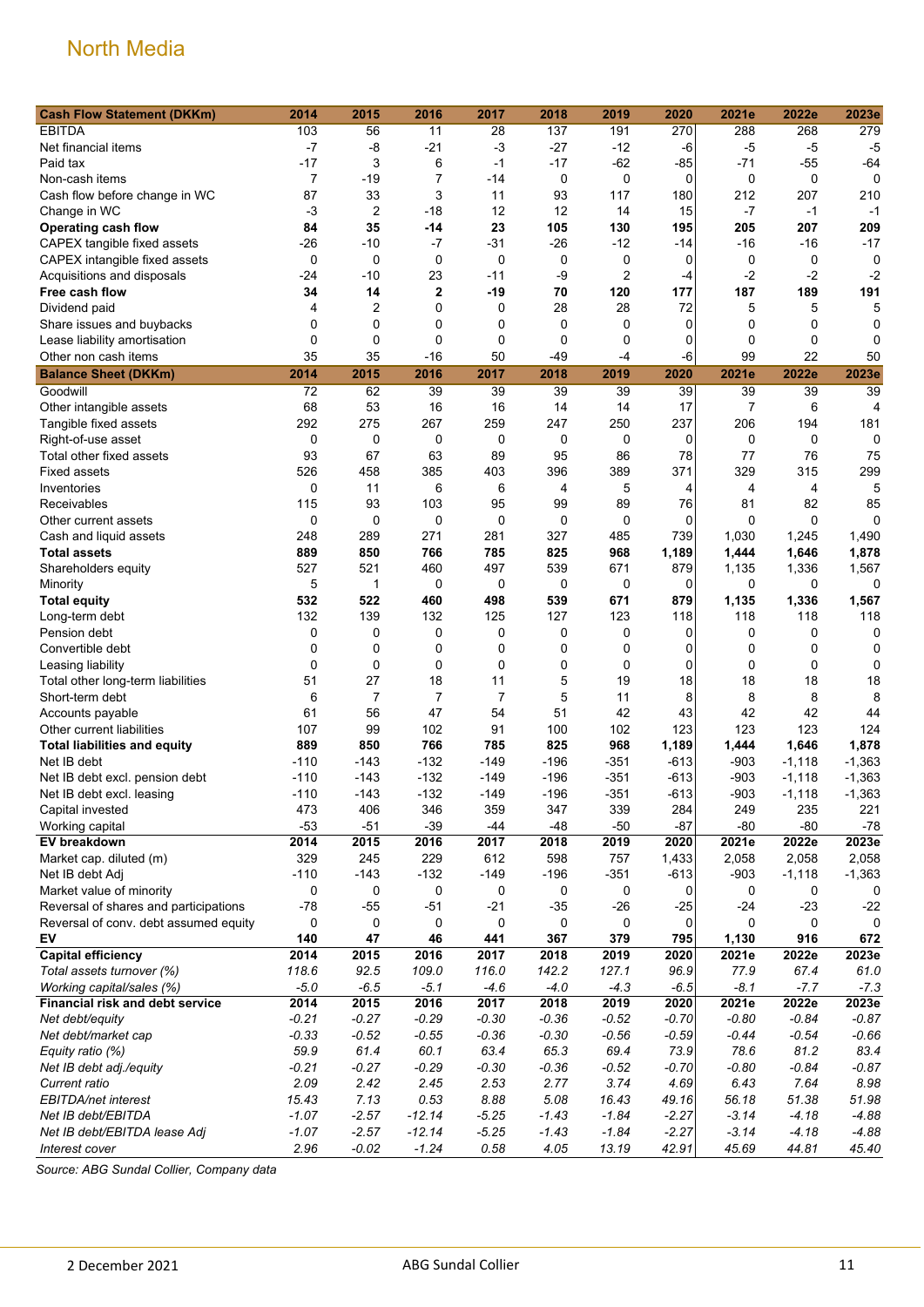North Media

| Cash Flow Statement (DKKm) | 2014 | 2015 | 2016 | 2017 | 2018 | 2019 | 2020 | 2021e | 2022e | 2023e |
|---|---|---|---|---|---|---|---|---|---|---|
| EBITDA | 103 | 56 | 11 | 28 | 137 | 191 | 270 | 288 | 268 | 279 |
| Net financial items | -7 | -8 | -21 | -3 | -27 | -12 | -6 | -5 | -5 | -5 |
| Paid tax | -17 | 3 | 6 | -1 | -17 | -62 | -85 | -71 | -55 | -64 |
| Non-cash items | 7 | -19 | 7 | -14 | 0 | 0 | 0 | 0 | 0 | 0 |
| Cash flow before change in WC | 87 | 33 | 3 | 11 | 93 | 117 | 180 | 212 | 207 | 210 |
| Change in WC | -3 | 2 | -18 | 12 | 12 | 14 | 15 | -7 | -1 | -1 |
| **Operating cash flow** | **84** | **35** | **-14** | **23** | **105** | **130** | **195** | **205** | **207** | **209** |
| CAPEX tangible fixed assets | -26 | -10 | -7 | -31 | -26 | -12 | -14 | -16 | -16 | -17 |
| CAPEX intangible fixed assets | 0 | 0 | 0 | 0 | 0 | 0 | 0 | 0 | 0 | 0 |
| Acquisitions and disposals | -24 | -10 | 23 | -11 | -9 | 2 | -4 | -2 | -2 | -2 |
| **Free cash flow** | **34** | **14** | **2** | **-19** | **70** | **120** | **177** | **187** | **189** | **191** |
| Dividend paid | 4 | 2 | 0 | 0 | 28 | 28 | 72 | 5 | 5 | 5 |
| Share issues and buybacks | 0 | 0 | 0 | 0 | 0 | 0 | 0 | 0 | 0 | 0 |
| Lease liability amortisation | 0 | 0 | 0 | 0 | 0 | 0 | 0 | 0 | 0 | 0 |
| Other non cash items | 35 | 35 | -16 | 50 | -49 | -4 | -6 | 99 | 22 | 50 |
| **Balance Sheet (DKKm)** | **2014** | **2015** | **2016** | **2017** | **2018** | **2019** | **2020** | **2021e** | **2022e** | **2023e** |
| Goodwill | 72 | 62 | 39 | 39 | 39 | 39 | 39 | 39 | 39 | 39 |
| Other intangible assets | 68 | 53 | 16 | 16 | 14 | 14 | 17 | 7 | 6 | 4 |
| Tangible fixed assets | 292 | 275 | 267 | 259 | 247 | 250 | 237 | 206 | 194 | 181 |
| Right-of-use asset | 0 | 0 | 0 | 0 | 0 | 0 | 0 | 0 | 0 | 0 |
| Total other fixed assets | 93 | 67 | 63 | 89 | 95 | 86 | 78 | 77 | 76 | 75 |
| Fixed assets | 526 | 458 | 385 | 403 | 396 | 389 | 371 | 329 | 315 | 299 |
| Inventories | 0 | 11 | 6 | 6 | 4 | 5 | 4 | 4 | 4 | 5 |
| Receivables | 115 | 93 | 103 | 95 | 99 | 89 | 76 | 81 | 82 | 85 |
| Other current assets | 0 | 0 | 0 | 0 | 0 | 0 | 0 | 0 | 0 | 0 |
| Cash and liquid assets | 248 | 289 | 271 | 281 | 327 | 485 | 739 | 1,030 | 1,245 | 1,490 |
| **Total assets** | **889** | **850** | **766** | **785** | **825** | **968** | **1,189** | **1,444** | **1,646** | **1,878** |
| Shareholders equity | 527 | 521 | 460 | 497 | 539 | 671 | 879 | 1,135 | 1,336 | 1,567 |
| Minority | 5 | 1 | 0 | 0 | 0 | 0 | 0 | 0 | 0 | 0 |
| **Total equity** | **532** | **522** | **460** | **498** | **539** | **671** | **879** | **1,135** | **1,336** | **1,567** |
| Long-term debt | 132 | 139 | 132 | 125 | 127 | 123 | 118 | 118 | 118 | 118 |
| Pension debt | 0 | 0 | 0 | 0 | 0 | 0 | 0 | 0 | 0 | 0 |
| Convertible debt | 0 | 0 | 0 | 0 | 0 | 0 | 0 | 0 | 0 | 0 |
| Leasing liability | 0 | 0 | 0 | 0 | 0 | 0 | 0 | 0 | 0 | 0 |
| Total other long-term liabilities | 51 | 27 | 18 | 11 | 5 | 19 | 18 | 18 | 18 | 18 |
| Short-term debt | 6 | 7 | 7 | 7 | 5 | 11 | 8 | 8 | 8 | 8 |
| Accounts payable | 61 | 56 | 47 | 54 | 51 | 42 | 43 | 42 | 42 | 44 |
| Other current liabilities | 107 | 99 | 102 | 91 | 100 | 102 | 123 | 123 | 123 | 124 |
| **Total liabilities and equity** | **889** | **850** | **766** | **785** | **825** | **968** | **1,189** | **1,444** | **1,646** | **1,878** |
| Net IB debt | -110 | -143 | -132 | -149 | -196 | -351 | -613 | -903 | -1,118 | -1,363 |
| Net IB debt excl. pension debt | -110 | -143 | -132 | -149 | -196 | -351 | -613 | -903 | -1,118 | -1,363 |
| Net IB debt excl. leasing | -110 | -143 | -132 | -149 | -196 | -351 | -613 | -903 | -1,118 | -1,363 |
| Capital invested | 473 | 406 | 346 | 359 | 347 | 339 | 284 | 249 | 235 | 221 |
| Working capital | -53 | -51 | -39 | -44 | -48 | -50 | -87 | -80 | -80 | -78 |
| **EV breakdown** | **2014** | **2015** | **2016** | **2017** | **2018** | **2019** | **2020** | **2021e** | **2022e** | **2023e** |
| Market cap. diluted (m) | 329 | 245 | 229 | 612 | 598 | 757 | 1,433 | 2,058 | 2,058 | 2,058 |
| Net IB debt Adj | -110 | -143 | -132 | -149 | -196 | -351 | -613 | -903 | -1,118 | -1,363 |
| Market value of minority | 0 | 0 | 0 | 0 | 0 | 0 | 0 | 0 | 0 | 0 |
| Reversal of shares and participations | -78 | -55 | -51 | -21 | -35 | -26 | -25 | -24 | -23 | -22 |
| Reversal of conv. debt assumed equity | 0 | 0 | 0 | 0 | 0 | 0 | 0 | 0 | 0 | 0 |
| **EV** | **140** | **47** | **46** | **441** | **367** | **379** | **795** | **1,130** | **916** | **672** |
| **Capital efficiency** | **2014** | **2015** | **2016** | **2017** | **2018** | **2019** | **2020** | **2021e** | **2022e** | **2023e** |
| *Total assets turnover (%)* | *118.6* | *92.5* | *109.0* | *116.0* | *142.2* | *127.1* | *96.9* | *77.9* | *67.4* | *61.0* |
| *Working capital/sales (%)* | *-5.0* | *-6.5* | *-5.1* | *-4.6* | *-4.0* | *-4.3* | *-6.5* | *-8.1* | *-7.7* | *-7.3* |
| **Financial risk and debt service** | **2014** | **2015** | **2016** | **2017** | **2018** | **2019** | **2020** | **2021e** | **2022e** | **2023e** |
| *Net debt/equity* | *-0.21* | *-0.27* | *-0.29* | *-0.30* | *-0.36* | *-0.52* | *-0.70* | *-0.80* | *-0.84* | *-0.87* |
| *Net debt/market cap* | *-0.33* | *-0.52* | *-0.55* | *-0.36* | *-0.30* | *-0.56* | *-0.59* | *-0.44* | *-0.54* | *-0.66* |
| *Equity ratio (%)* | *59.9* | *61.4* | *60.1* | *63.4* | *65.3* | *69.4* | *73.9* | *78.6* | *81.2* | *83.4* |
| *Net IB debt adj./equity* | *-0.21* | *-0.27* | *-0.29* | *-0.30* | *-0.36* | *-0.52* | *-0.70* | *-0.80* | *-0.84* | *-0.87* |
| *Current ratio* | *2.09* | *2.42* | *2.45* | *2.53* | *2.77* | *3.74* | *4.69* | *6.43* | *7.64* | *8.98* |
| *EBITDA/net interest* | *15.43* | *7.13* | *0.53* | *8.88* | *5.08* | *16.43* | *49.16* | *56.18* | *51.38* | *51.98* |
| *Net IB debt/EBITDA* | *-1.07* | *-2.57* | *-12.14* | *-5.25* | *-1.43* | *-1.84* | *-2.27* | *-3.14* | *-4.18* | *-4.88* |
| *Net IB debt/EBITDA lease Adj* | *-1.07* | *-2.57* | *-12.14* | *-5.25* | *-1.43* | *-1.84* | *-2.27* | *-3.14* | *-4.18* | *-4.88* |
| *Interest cover* | *2.96* | *-0.02* | *-1.24* | *0.58* | *4.05* | *13.19* | *42.91* | *45.69* | *44.81* | *45.40* |

*Source: ABG Sundal Collier, Company data*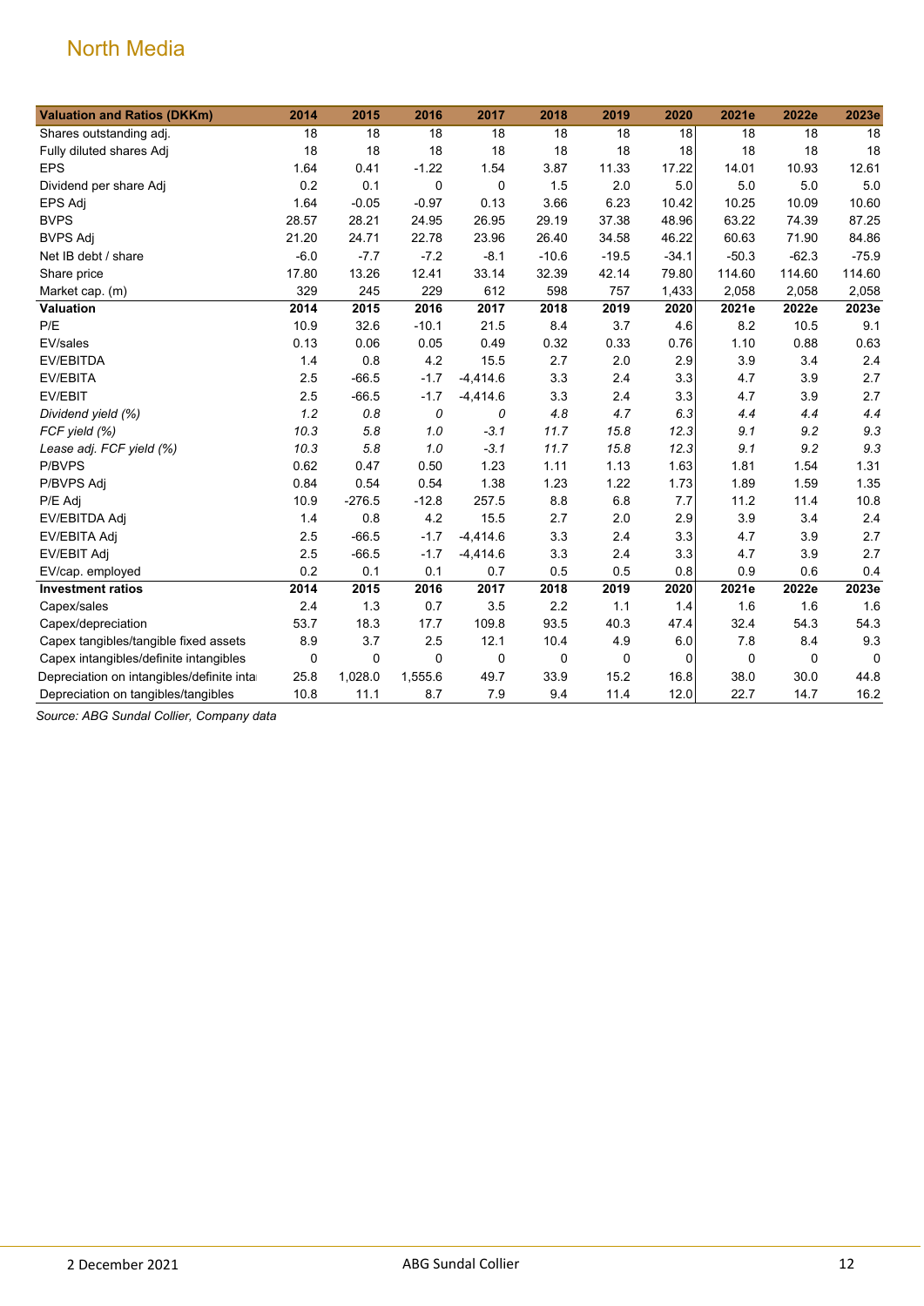North Media

| Valuation and Ratios (DKKm) | 2014 | 2015 | 2016 | 2017 | 2018 | 2019 | 2020 | 2021e | 2022e | 2023e |
|---|---|---|---|---|---|---|---|---|---|---|
| Shares outstanding adj. | 18 | 18 | 18 | 18 | 18 | 18 | 18 | 18 | 18 | 18 |
| Fully diluted shares Adj | 18 | 18 | 18 | 18 | 18 | 18 | 18 | 18 | 18 | 18 |
| EPS | 1.64 | 0.41 | -1.22 | 1.54 | 3.87 | 11.33 | 17.22 | 14.01 | 10.93 | 12.61 |
| Dividend per share Adj | 0.2 | 0.1 | 0 | 0 | 1.5 | 2.0 | 5.0 | 5.0 | 5.0 | 5.0 |
| EPS Adj | 1.64 | -0.05 | -0.97 | 0.13 | 3.66 | 6.23 | 10.42 | 10.25 | 10.09 | 10.60 |
| BVPS | 28.57 | 28.21 | 24.95 | 26.95 | 29.19 | 37.38 | 48.96 | 63.22 | 74.39 | 87.25 |
| BVPS Adj | 21.20 | 24.71 | 22.78 | 23.96 | 26.40 | 34.58 | 46.22 | 60.63 | 71.90 | 84.86 |
| Net IB debt / share | -6.0 | -7.7 | -7.2 | -8.1 | -10.6 | -19.5 | -34.1 | -50.3 | -62.3 | -75.9 |
| Share price | 17.80 | 13.26 | 12.41 | 33.14 | 32.39 | 42.14 | 79.80 | 114.60 | 114.60 | 114.60 |
| Market cap. (m) | 329 | 245 | 229 | 612 | 598 | 757 | 1,433 | 2,058 | 2,058 | 2,058 |
| **Valuation** | **2014** | **2015** | **2016** | **2017** | **2018** | **2019** | **2020** | **2021e** | **2022e** | **2023e** |
| P/E | 10.9 | 32.6 | -10.1 | 21.5 | 8.4 | 3.7 | 4.6 | 8.2 | 10.5 | 9.1 |
| EV/sales | 0.13 | 0.06 | 0.05 | 0.49 | 0.32 | 0.33 | 0.76 | 1.10 | 0.88 | 0.63 |
| EV/EBITDA | 1.4 | 0.8 | 4.2 | 15.5 | 2.7 | 2.0 | 2.9 | 3.9 | 3.4 | 2.4 |
| EV/EBITA | 2.5 | -66.5 | -1.7 | -4,414.6 | 3.3 | 2.4 | 3.3 | 4.7 | 3.9 | 2.7 |
| EV/EBIT | 2.5 | -66.5 | -1.7 | -4,414.6 | 3.3 | 2.4 | 3.3 | 4.7 | 3.9 | 2.7 |
| *Dividend yield (%)* | *1.2* | *0.8* | *0* | *0* | *4.8* | *4.7* | *6.3* | *4.4* | *4.4* | *4.4* |
| *FCF yield (%)* | *10.3* | *5.8* | *1.0* | *-3.1* | *11.7* | *15.8* | *12.3* | *9.1* | *9.2* | *9.3* |
| *Lease adj. FCF yield (%)* | *10.3* | *5.8* | *1.0* | *-3.1* | *11.7* | *15.8* | *12.3* | *9.1* | *9.2* | *9.3* |
| P/BVPS | 0.62 | 0.47 | 0.50 | 1.23 | 1.11 | 1.13 | 1.63 | 1.81 | 1.54 | 1.31 |
| P/BVPS Adj | 0.84 | 0.54 | 0.54 | 1.38 | 1.23 | 1.22 | 1.73 | 1.89 | 1.59 | 1.35 |
| P/E Adj | 10.9 | -276.5 | -12.8 | 257.5 | 8.8 | 6.8 | 7.7 | 11.2 | 11.4 | 10.8 |
| EV/EBITDA Adj | 1.4 | 0.8 | 4.2 | 15.5 | 2.7 | 2.0 | 2.9 | 3.9 | 3.4 | 2.4 |
| EV/EBITA Adj | 2.5 | -66.5 | -1.7 | -4,414.6 | 3.3 | 2.4 | 3.3 | 4.7 | 3.9 | 2.7 |
| EV/EBIT Adj | 2.5 | -66.5 | -1.7 | -4,414.6 | 3.3 | 2.4 | 3.3 | 4.7 | 3.9 | 2.7 |
| EV/cap. employed | 0.2 | 0.1 | 0.1 | 0.7 | 0.5 | 0.5 | 0.8 | 0.9 | 0.6 | 0.4 |
| **Investment ratios** | **2014** | **2015** | **2016** | **2017** | **2018** | **2019** | **2020** | **2021e** | **2022e** | **2023e** |
| Capex/sales | 2.4 | 1.3 | 0.7 | 3.5 | 2.2 | 1.1 | 1.4 | 1.6 | 1.6 | 1.6 |
| Capex/depreciation | 53.7 | 18.3 | 17.7 | 109.8 | 93.5 | 40.3 | 47.4 | 32.4 | 54.3 | 54.3 |
| Capex tangibles/tangible fixed assets | 8.9 | 3.7 | 2.5 | 12.1 | 10.4 | 4.9 | 6.0 | 7.8 | 8.4 | 9.3 |
| Capex intangibles/definite intangibles | 0 | 0 | 0 | 0 | 0 | 0 | 0 | 0 | 0 | 0 |
| Depreciation on intangibles/definite inta | 25.8 | 1,028.0 | 1,555.6 | 49.7 | 33.9 | 15.2 | 16.8 | 38.0 | 30.0 | 44.8 |
| Depreciation on tangibles/tangibles | 10.8 | 11.1 | 8.7 | 7.9 | 9.4 | 11.4 | 12.0 | 22.7 | 14.7 | 16.2 |

*Source: ABG Sundal Collier, Company data*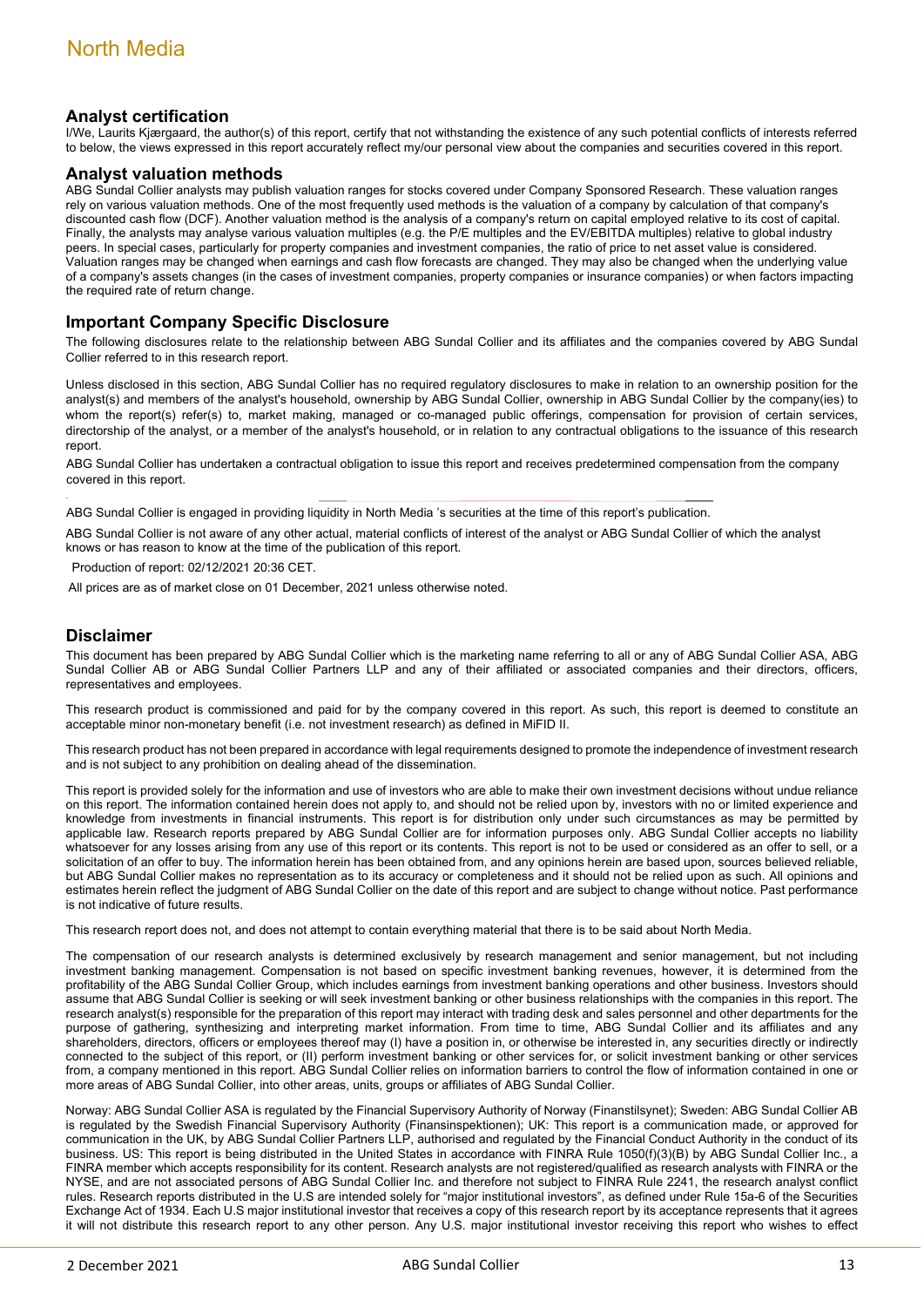## Analyst certification

I/We, Laurits Kjærgaard, the author(s) of this report, certify that not withstanding the existence of any such potential conflicts of interests referred to below, the views expressed in this report accurately reflect my/our personal view about the companies and securities covered in this report.

## Analyst valuation methods

ABG Sundal Collier analysts may publish valuation ranges for stocks covered under Company Sponsored Research. These valuation ranges rely on various valuation methods. One of the most frequently used methods is the valuation of a company by calculation of that company's discounted cash flow (DCF). Another valuation method is the analysis of a company's return on capital employed relative to its cost of capital. Finally, the analysts may analyse various valuation multiples (e.g. the P/E multiples and the EV/EBITDA multiples) relative to global industry peers. In special cases, particularly for property companies and investment companies, the ratio of price to net asset value is considered. Valuation ranges may be changed when earnings and cash flow forecasts are changed. They may also be changed when the underlying value of a company's assets changes (in the cases of investment companies, property companies or insurance companies) or when factors impacting the required rate of return change.

## Important Company Specific Disclosure

The following disclosures relate to the relationship between ABG Sundal Collier and its affiliates and the companies covered by ABG Sundal Collier referred to in this research report.

Unless disclosed in this section, ABG Sundal Collier has no required regulatory disclosures to make in relation to an ownership position for the analyst(s) and members of the analyst's household, ownership by ABG Sundal Collier, ownership in ABG Sundal Collier by the company(ies) to whom the report(s) refer(s) to, market making, managed or co-managed public offerings, compensation for provision of certain services, directorship of the analyst, or a member of the analyst's household, or in relation to any contractual obligations to the issuance of this research report.

ABG Sundal Collier has undertaken a contractual obligation to issue this report and receives predetermined compensation from the company covered in this report.

ABG Sundal Collier is engaged in providing liquidity in North Media 's securities at the time of this report's publication.

ABG Sundal Collier is not aware of any other actual, material conflicts of interest of the analyst or ABG Sundal Collier of which the analyst knows or has reason to know at the time of the publication of this report.

Production of report: 02/12/2021 20:36 CET.

All prices are as of market close on 01 December, 2021 unless otherwise noted.

## Disclaimer

This document has been prepared by ABG Sundal Collier which is the marketing name referring to all or any of ABG Sundal Collier ASA, ABG Sundal Collier AB or ABG Sundal Collier Partners LLP and any of their affiliated or associated companies and their directors, officers, representatives and employees.

This research product is commissioned and paid for by the company covered in this report. As such, this report is deemed to constitute an acceptable minor non-monetary benefit (i.e. not investment research) as defined in MiFID II.

This research product has not been prepared in accordance with legal requirements designed to promote the independence of investment research and is not subject to any prohibition on dealing ahead of the dissemination.

This report is provided solely for the information and use of investors who are able to make their own investment decisions without undue reliance on this report. The information contained herein does not apply to, and should not be relied upon by, investors with no or limited experience and knowledge from investments in financial instruments. This report is for distribution only under such circumstances as may be permitted by applicable law. Research reports prepared by ABG Sundal Collier are for information purposes only. ABG Sundal Collier accepts no liability whatsoever for any losses arising from any use of this report or its contents. This report is not to be used or considered as an offer to sell, or a solicitation of an offer to buy. The information herein has been obtained from, and any opinions herein are based upon, sources believed reliable, but ABG Sundal Collier makes no representation as to its accuracy or completeness and it should not be relied upon as such. All opinions and estimates herein reflect the judgment of ABG Sundal Collier on the date of this report and are subject to change without notice. Past performance is not indicative of future results.

This research report does not, and does not attempt to contain everything material that there is to be said about North Media.

The compensation of our research analysts is determined exclusively by research management and senior management, but not including investment banking management. Compensation is not based on specific investment banking revenues, however, it is determined from the profitability of the ABG Sundal Collier Group, which includes earnings from investment banking operations and other business. Investors should assume that ABG Sundal Collier is seeking or will seek investment banking or other business relationships with the companies in this report. The research analyst(s) responsible for the preparation of this report may interact with trading desk and sales personnel and other departments for the purpose of gathering, synthesizing and interpreting market information. From time to time, ABG Sundal Collier and its affiliates and any shareholders, directors, officers or employees thereof may (I) have a position in, or otherwise be interested in, any securities directly or indirectly connected to the subject of this report, or (II) perform investment banking or other services for, or solicit investment banking or other services from, a company mentioned in this report. ABG Sundal Collier relies on information barriers to control the flow of information contained in one or more areas of ABG Sundal Collier, into other areas, units, groups or affiliates of ABG Sundal Collier.

Norway: ABG Sundal Collier ASA is regulated by the Financial Supervisory Authority of Norway (Finanstilsynet); Sweden: ABG Sundal Collier AB is regulated by the Swedish Financial Supervisory Authority (Finansinspektionen); UK: This report is a communication made, or approved for communication in the UK, by ABG Sundal Collier Partners LLP, authorised and regulated by the Financial Conduct Authority in the conduct of its business. US: This report is being distributed in the United States in accordance with FINRA Rule 1050(f)(3)(B) by ABG Sundal Collier Inc., a FINRA member which accepts responsibility for its content. Research analysts are not registered/qualified as research analysts with FINRA or the NYSE, and are not associated persons of ABG Sundal Collier Inc. and therefore not subject to FINRA Rule 2241, the research analyst conflict rules. Research reports distributed in the U.S are intended solely for "major institutional investors", as defined under Rule 15a-6 of the Securities Exchange Act of 1934. Each U.S major institutional investor that receives a copy of this research report by its acceptance represents that it agrees it will not distribute this research report to any other person. Any U.S. major institutional investor receiving this report who wishes to effect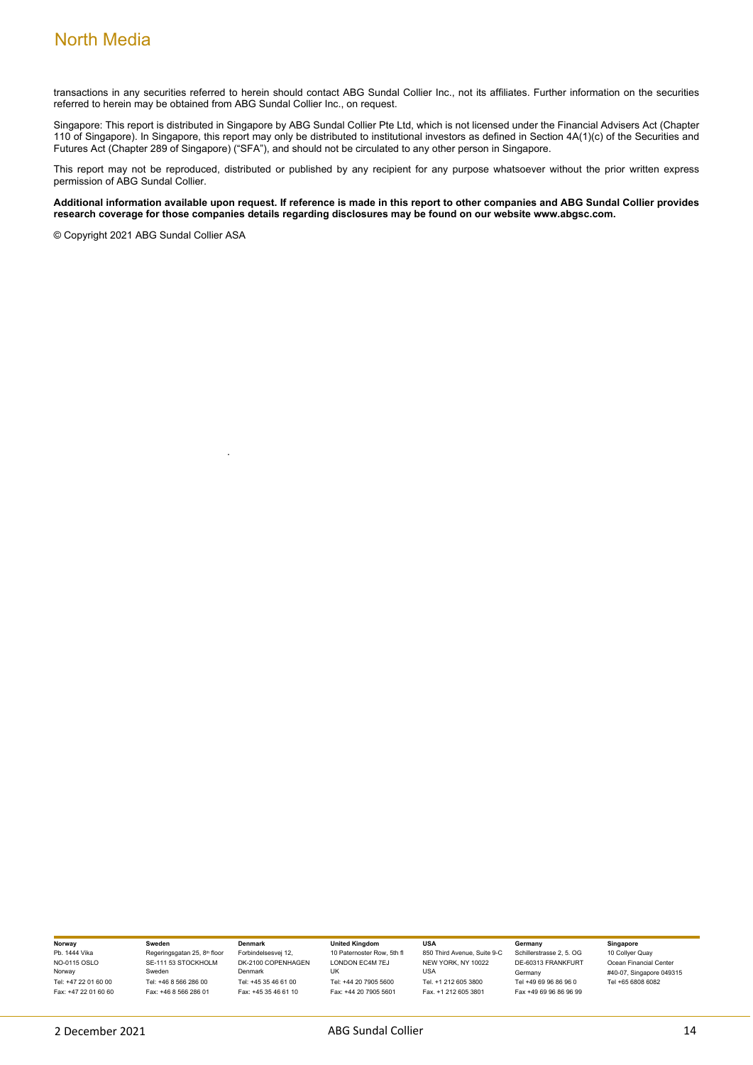transactions in any securities referred to herein should contact ABG Sundal Collier Inc., not its affiliates. Further information on the securities referred to herein may be obtained from ABG Sundal Collier Inc., on request.

Singapore: This report is distributed in Singapore by ABG Sundal Collier Pte Ltd, which is not licensed under the Financial Advisers Act (Chapter 110 of Singapore). In Singapore, this report may only be distributed to institutional investors as defined in Section 4A(1)(c) of the Securities and Futures Act (Chapter 289 of Singapore) ("SFA"), and should not be circulated to any other person in Singapore.

This report may not be reproduced, distributed or published by any recipient for any purpose whatsoever without the prior written express permission of ABG Sundal Collier.

**Additional information available upon request. If reference is made in this report to other companies and ABG Sundal Collier provides research coverage for those companies details regarding disclosures may be found on our website www.abgsc.com.**

© Copyright 2021 ABG Sundal Collier ASA

| Norway | Sweden | Denmark | United Kingdom | USA | Germany | Singapore |
|---|---|---|---|---|---|---|
| Pb. 1444 Vika | Regeringsgatan 25, 8th floor | Forbindelsesvej 12, | 10 Paternoster Row, 5th fl | 850 Third Avenue, Suite 9-C | Schillerstrasse 2, 5. OG | 10 Collyer Quay |
| NO-0115 OSLO | SE-111 53 STOCKHOLM | DK-2100 COPENHAGEN | LONDON EC4M 7EJ | NEW YORK, NY 10022 | DE-60313 FRANKFURT | Ocean Financial Center |
| Norway | Sweden | Denmark | UK | USA | Germany | #40-07, Singapore 049315 |
| Tel: +47 22 01 60 00 | Tel: +46 8 566 286 00 | Tel: +45 35 46 61 00 | Tel: +44 20 7905 5600 | Tel. +1 212 605 3800 | Tel +49 69 96 86 96 0 | Tel +65 6808 6082 |
| Fax: +47 22 01 60 60 | Fax: +46 8 566 286 01 | Fax: +45 35 46 61 10 | Fax: +44 20 7905 5601 | Fax. +1 212 605 3801 | Fax +49 69 96 86 96 99 | |